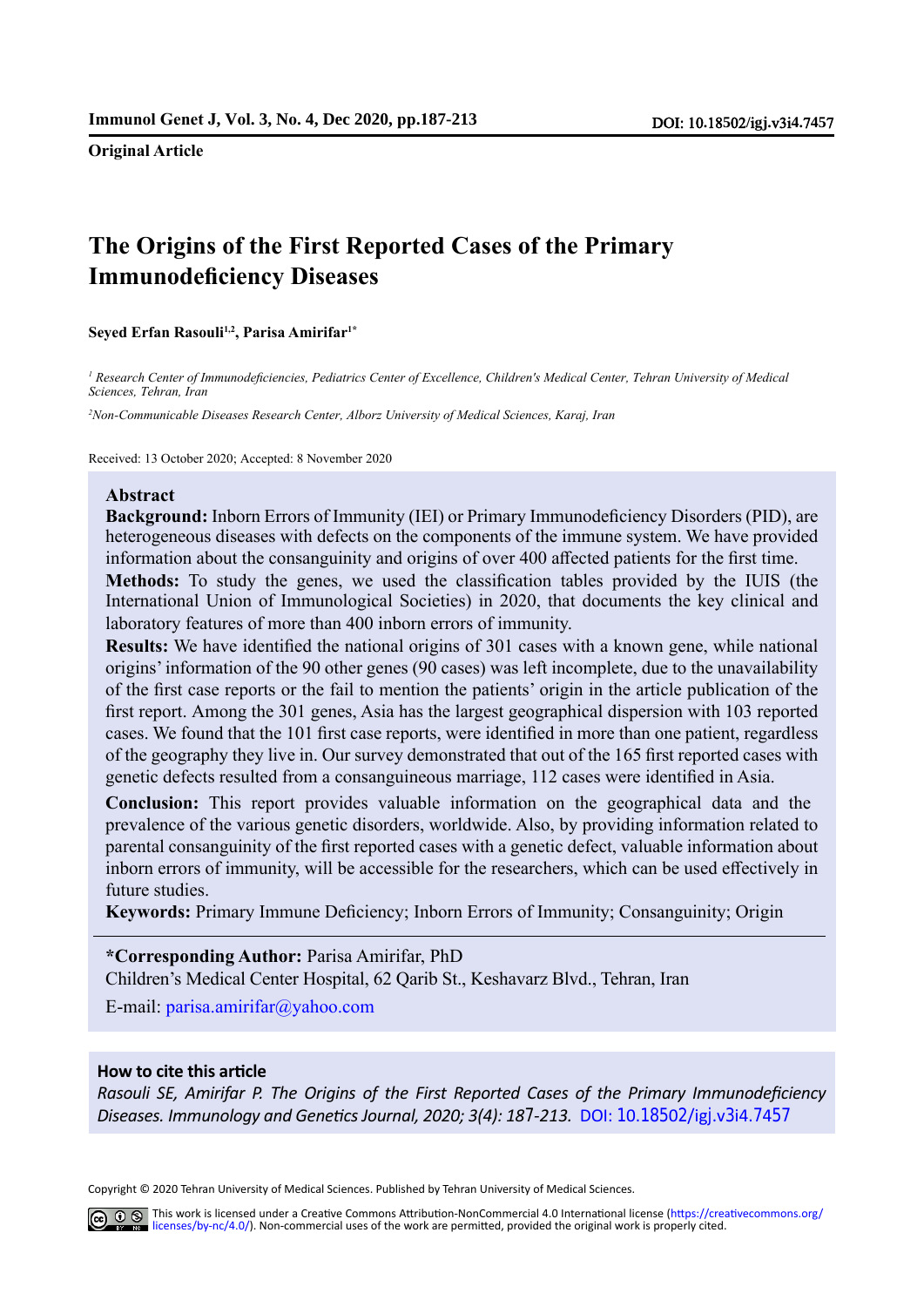Original Article

# The Origins of the First Reported Cases of the Primary Immunodeficiency Diseases

**Seyed Erfan Rasouli[1,2], Parisa Amirifar[1*]**

*[1] Research Center of Immunodeficiencies, Pediatrics Center of Excellence, Children's Medical Center, Tehran University of Medical Sciences, Tehran, Iran*

*[2]Non-Communicable Diseases Research Center, Alborz University of Medical Sciences, Karaj, Iran*

Received: 13 October 2020; Accepted: 8 November 2020

## Abstract

**Background:** Inborn Errors of Immunity (IEI) or Primary Immunodeficiency Disorders (PID), are heterogeneous diseases with defects on the components of the immune system. We have provided information about the consanguinity and origins of over 400 affected patients for the first time.

**Methods:** To study the genes, we used the classification tables provided by the IUIS (the International Union of Immunological Societies) in 2020, that documents the key clinical and laboratory features of more than 400 inborn errors of immunity.

**Results:** We have identified the national origins of 301 cases with a known gene, while national origins' information of the 90 other genes (90 cases) was left incomplete, due to the unavailability of the first case reports or the fail to mention the patients' origin in the article publication of the first report. Among the 301 genes, Asia has the largest geographical dispersion with 103 reported cases. We found that the 101 first case reports, were identified in more than one patient, regardless of the geography they live in. Our survey demonstrated that out of the 165 first reported cases with genetic defects resulted from a consanguineous marriage, 112 cases were identified in Asia.

**Conclusion:** This report provides valuable information on the geographical data and the prevalence of the various genetic disorders, worldwide. Also, by providing information related to parental consanguinity of the first reported cases with a genetic defect, valuable information about inborn errors of immunity, will be accessible for the researchers, which can be used effectively in future studies.

**Keywords:** Primary Immune Deficiency; Inborn Errors of Immunity; Consanguinity; Origin

**\*Corresponding Author:** Parisa Amirifar, PhD
Children's Medical Center Hospital, 62 Qarib St., Keshavarz Blvd., Tehran, Iran
E-mail: parisa.amirifar@yahoo.com

**How to cite this article**

*Rasouli SE, Amirifar P. The Origins of the First Reported Cases of the Primary Immunodeficiency Diseases. Immunology and Genetics Journal, 2020; 3(4): 187-213.* DOI: 10.18502/igj.v3i4.7457

Copyright © 2020 Tehran University of Medical Sciences. Published by Tehran University of Medical Sciences.

This work is licensed under a Creative Commons Attribution-NonCommercial 4.0 International license (https://creativecommons.org/licenses/by-nc/4.0/). Non-commercial uses of the work are permitted, provided the original work is properly cited.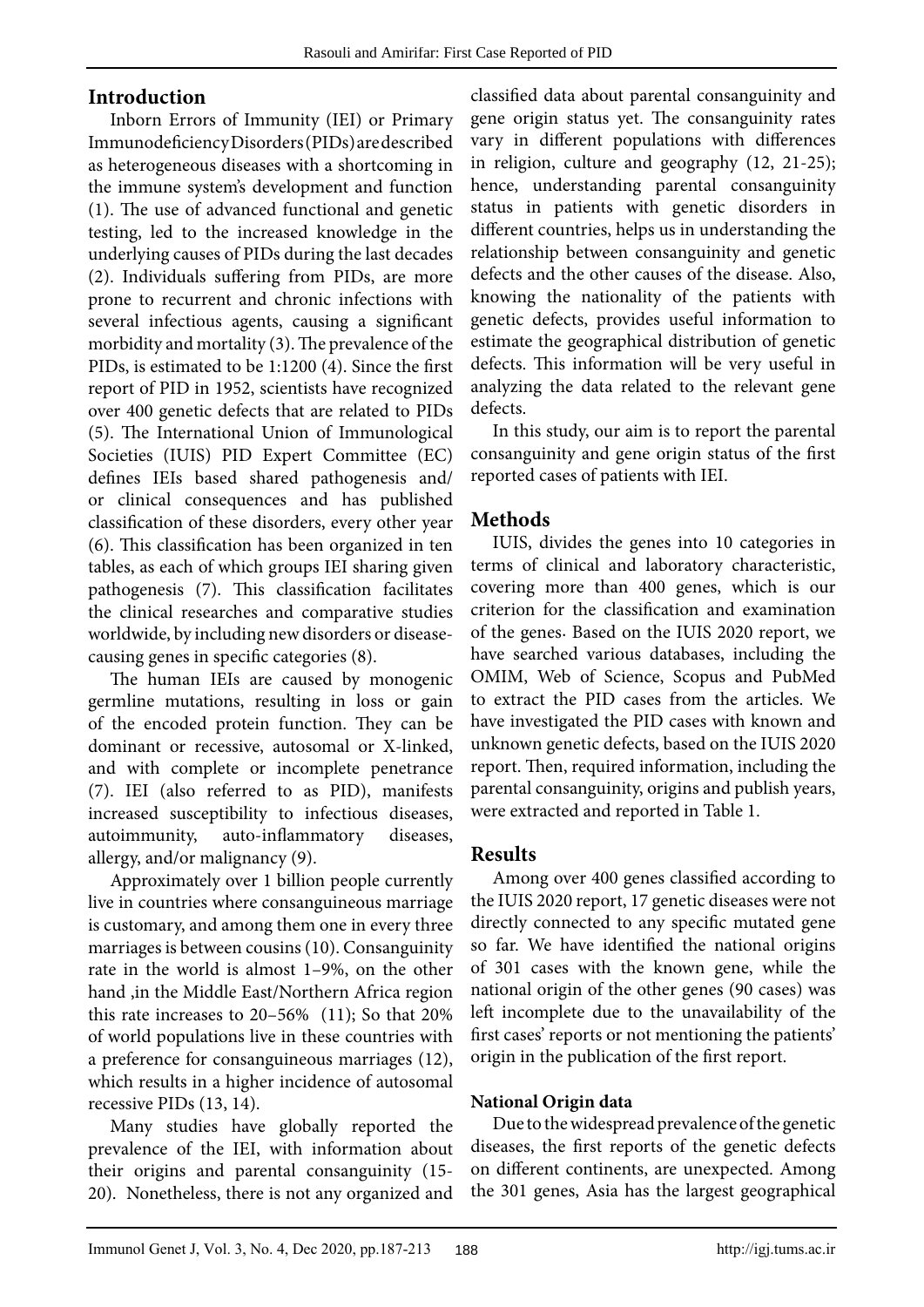## Introduction

Inborn Errors of Immunity (IEI) or Primary Immunodeficiency Disorders (PIDs) are described as heterogeneous diseases with a shortcoming in the immune system's development and function (1). The use of advanced functional and genetic testing, led to the increased knowledge in the underlying causes of PIDs during the last decades (2). Individuals suffering from PIDs, are more prone to recurrent and chronic infections with several infectious agents, causing a significant morbidity and mortality (3). The prevalence of the PIDs, is estimated to be 1:1200 (4). Since the first report of PID in 1952, scientists have recognized over 400 genetic defects that are related to PIDs (5). The International Union of Immunological Societies (IUIS) PID Expert Committee (EC) defines IEIs based shared pathogenesis and/ or clinical consequences and has published classification of these disorders, every other year (6). This classification has been organized in ten tables, as each of which groups IEI sharing given pathogenesis (7). This classification facilitates the clinical researches and comparative studies worldwide, by including new disorders or disease-causing genes in specific categories (8).

The human IEIs are caused by monogenic germline mutations, resulting in loss or gain of the encoded protein function. They can be dominant or recessive, autosomal or X-linked, and with complete or incomplete penetrance (7). IEI (also referred to as PID), manifests increased susceptibility to infectious diseases, autoimmunity, auto-inflammatory diseases, allergy, and/or malignancy (9).

Approximately over 1 billion people currently live in countries where consanguineous marriage is customary, and among them one in every three marriages is between cousins (10). Consanguinity rate in the world is almost 1–9%, on the other hand ,in the Middle East/Northern Africa region this rate increases to 20–56% (11); So that 20% of world populations live in these countries with a preference for consanguineous marriages (12), which results in a higher incidence of autosomal recessive PIDs (13, 14).

Many studies have globally reported the prevalence of the IEI, with information about their origins and parental consanguinity (15-20). Nonetheless, there is not any organized and classified data about parental consanguinity and gene origin status yet. The consanguinity rates vary in different populations with differences in religion, culture and geography (12, 21-25); hence, understanding parental consanguinity status in patients with genetic disorders in different countries, helps us in understanding the relationship between consanguinity and genetic defects and the other causes of the disease. Also, knowing the nationality of the patients with genetic defects, provides useful information to estimate the geographical distribution of genetic defects. This information will be very useful in analyzing the data related to the relevant gene defects.

In this study, our aim is to report the parental consanguinity and gene origin status of the first reported cases of patients with IEI.

## Methods

IUIS, divides the genes into 10 categories in terms of clinical and laboratory characteristic, covering more than 400 genes, which is our criterion for the classification and examination of the genes. Based on the IUIS 2020 report, we have searched various databases, including the OMIM, Web of Science, Scopus and PubMed to extract the PID cases from the articles. We have investigated the PID cases with known and unknown genetic defects, based on the IUIS 2020 report. Then, required information, including the parental consanguinity, origins and publish years, were extracted and reported in Table 1.

## Results

Among over 400 genes classified according to the IUIS 2020 report, 17 genetic diseases were not directly connected to any specific mutated gene so far. We have identified the national origins of 301 cases with the known gene, while the national origin of the other genes (90 cases) was left incomplete due to the unavailability of the first cases' reports or not mentioning the patients' origin in the publication of the first report.

### National Origin data

Due to the widespread prevalence of the genetic diseases, the first reports of the genetic defects on different continents, are unexpected. Among the 301 genes, Asia has the largest geographical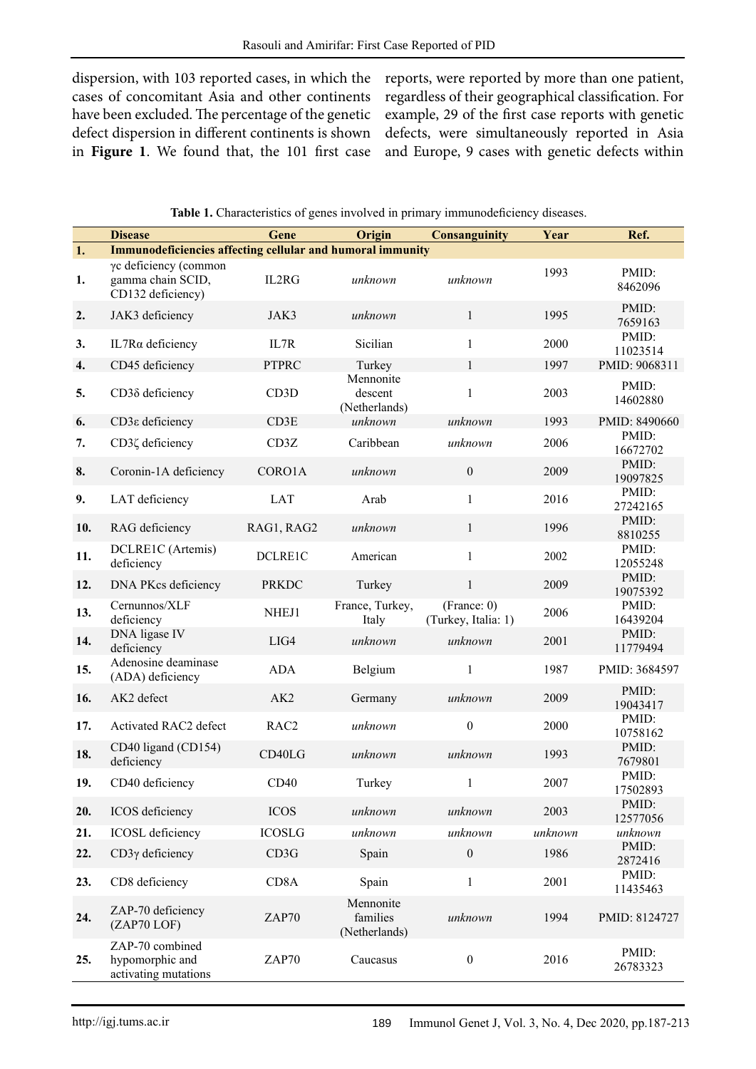dispersion, with 103 reported cases, in which the cases of concomitant Asia and other continents have been excluded. The percentage of the genetic defect dispersion in different continents is shown in **Figure 1**. We found that, the 101 first case reports, were reported by more than one patient, regardless of their geographical classification. For example, 29 of the first case reports with genetic defects, were simultaneously reported in Asia and Europe, 9 cases with genetic defects within

**Table 1.** Characteristics of genes involved in primary immunodeficiency diseases.

| | Disease | Gene | Origin | Consanguinity | Year | Ref. |
|---|---|---|---|---|---|---|
| **1.** | **Immunodeficiencies affecting cellular and humoral immunity** | | | | | |
| **1.** | γc deficiency (common gamma chain SCID, CD132 deficiency) | IL2RG | *unknown* | *unknown* | 1993 | PMID: 8462096 |
| **2.** | JAK3 deficiency | JAK3 | *unknown* | 1 | 1995 | PMID: 7659163 |
| **3.** | IL7Rα deficiency | IL7R | Sicilian | 1 | 2000 | PMID: 11023514 |
| **4.** | CD45 deficiency | PTPRC | Turkey | 1 | 1997 | PMID: 9068311 |
| **5.** | CD3δ deficiency | CD3D | Mennonite descent (Netherlands) | 1 | 2003 | PMID: 14602880 |
| **6.** | CD3ε deficiency | CD3E | *unknown* | *unknown* | 1993 | PMID: 8490660 |
| **7.** | CD3ζ deficiency | CD3Z | Caribbean | *unknown* | 2006 | PMID: 16672702 |
| **8.** | Coronin-1A deficiency | CORO1A | *unknown* | 0 | 2009 | PMID: 19097825 |
| **9.** | LAT deficiency | LAT | Arab | 1 | 2016 | PMID: 27242165 |
| **10.** | RAG deficiency | RAG1, RAG2 | *unknown* | 1 | 1996 | PMID: 8810255 |
| **11.** | DCLRE1C (Artemis) deficiency | DCLRE1C | American | 1 | 2002 | PMID: 12055248 |
| **12.** | DNA PKcs deficiency | PRKDC | Turkey | 1 | 2009 | PMID: 19075392 |
| **13.** | Cernunnos/XLF deficiency | NHEJ1 | France, Turkey, Italy | (France: 0) (Turkey, Italia: 1) | 2006 | PMID: 16439204 |
| **14.** | DNA ligase IV deficiency | LIG4 | *unknown* | *unknown* | 2001 | PMID: 11779494 |
| **15.** | Adenosine deaminase (ADA) deficiency | ADA | Belgium | 1 | 1987 | PMID: 3684597 |
| **16.** | AK2 defect | AK2 | Germany | *unknown* | 2009 | PMID: 19043417 |
| **17.** | Activated RAC2 defect | RAC2 | *unknown* | 0 | 2000 | PMID: 10758162 |
| **18.** | CD40 ligand (CD154) deficiency | CD40LG | *unknown* | *unknown* | 1993 | PMID: 7679801 |
| **19.** | CD40 deficiency | CD40 | Turkey | 1 | 2007 | PMID: 17502893 |
| **20.** | ICOS deficiency | ICOS | *unknown* | *unknown* | 2003 | PMID: 12577056 |
| **21.** | ICOSL deficiency | ICOSLG | *unknown* | *unknown* | *unknown* | *unknown* |
| **22.** | CD3γ deficiency | CD3G | Spain | 0 | 1986 | PMID: 2872416 |
| **23.** | CD8 deficiency | CD8A | Spain | 1 | 2001 | PMID: 11435463 |
| **24.** | ZAP-70 deficiency (ZAP70 LOF) | ZAP70 | Mennonite families (Netherlands) | *unknown* | 1994 | PMID: 8124727 |
| **25.** | ZAP-70 combined hypomorphic and activating mutations | ZAP70 | Caucasus | 0 | 2016 | PMID: 26783323 |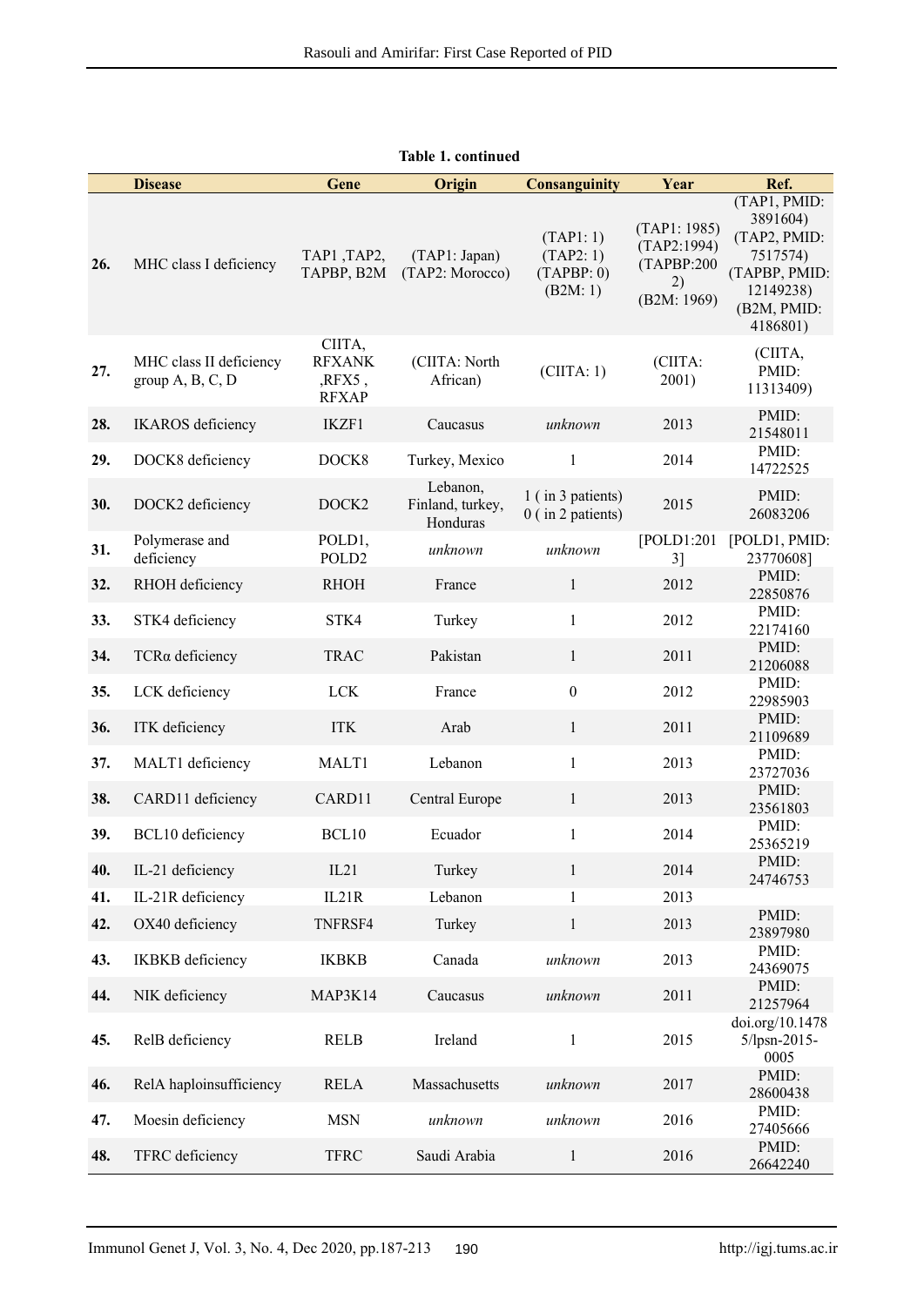**Table 1. continued**

| | Disease | Gene | Origin | Consanguinity | Year | Ref. |
|---|---|---|---|---|---|---|
| **26.** | MHC class I deficiency | TAP1 ,TAP2, TAPBP, B2M | (TAP1: Japan) (TAP2: Morocco) | (TAP1: 1) (TAP2: 1) (TAPBP: 0) (B2M: 1) | (TAP1: 1985) (TAP2:1994) (TAPBP:2002) (B2M: 1969) | (TAP1, PMID: 3891604) (TAP2, PMID: 7517574) (TAPBP, PMID: 12149238) (B2M, PMID: 4186801) |
| **27.** | MHC class II deficiency group A, B, C, D | CIITA, RFXANK ,RFX5 , RFXAP | (CIITA: North African) | (CIITA: 1) | (CIITA: 2001) | (CIITA, PMID: 11313409) |
| **28.** | IKAROS deficiency | IKZF1 | Caucasus | *unknown* | 2013 | PMID: 21548011 |
| **29.** | DOCK8 deficiency | DOCK8 | Turkey, Mexico | 1 | 2014 | PMID: 14722525 |
| **30.** | DOCK2 deficiency | DOCK2 | Lebanon, Finland, turkey, Honduras | 1 ( in 3 patients) 0 ( in 2 patients) | 2015 | PMID: 26083206 |
| **31.** | Polymerase and deficiency | POLD1, POLD2 | *unknown* | *unknown* | [POLD1:2013] | [POLD1, PMID: 23770608] |
| **32.** | RHOH deficiency | RHOH | France | 1 | 2012 | PMID: 22850876 |
| **33.** | STK4 deficiency | STK4 | Turkey | 1 | 2012 | PMID: 22174160 |
| **34.** | TCRα deficiency | TRAC | Pakistan | 1 | 2011 | PMID: 21206088 |
| **35.** | LCK deficiency | LCK | France | 0 | 2012 | PMID: 22985903 |
| **36.** | ITK deficiency | ITK | Arab | 1 | 2011 | PMID: 21109689 |
| **37.** | MALT1 deficiency | MALT1 | Lebanon | 1 | 2013 | PMID: 23727036 |
| **38.** | CARD11 deficiency | CARD11 | Central Europe | 1 | 2013 | PMID: 23561803 |
| **39.** | BCL10 deficiency | BCL10 | Ecuador | 1 | 2014 | PMID: 25365219 |
| **40.** | IL-21 deficiency | IL21 | Turkey | 1 | 2014 | PMID: 24746753 |
| **41.** | IL-21R deficiency | IL21R | Lebanon | 1 | 2013 | |
| **42.** | OX40 deficiency | TNFRSF4 | Turkey | 1 | 2013 | PMID: 23897980 |
| **43.** | IKBKB deficiency | IKBKB | Canada | *unknown* | 2013 | PMID: 24369075 |
| **44.** | NIK deficiency | MAP3K14 | Caucasus | *unknown* | 2011 | PMID: 21257964 |
| **45.** | RelB deficiency | RELB | Ireland | 1 | 2015 | doi.org/10.14785/lpsn-2015-0005 |
| **46.** | RelA haploinsufficiency | RELA | Massachusetts | *unknown* | 2017 | PMID: 28600438 |
| **47.** | Moesin deficiency | MSN | *unknown* | *unknown* | 2016 | PMID: 27405666 |
| **48.** | TFRC deficiency | TFRC | Saudi Arabia | 1 | 2016 | PMID: 26642240 |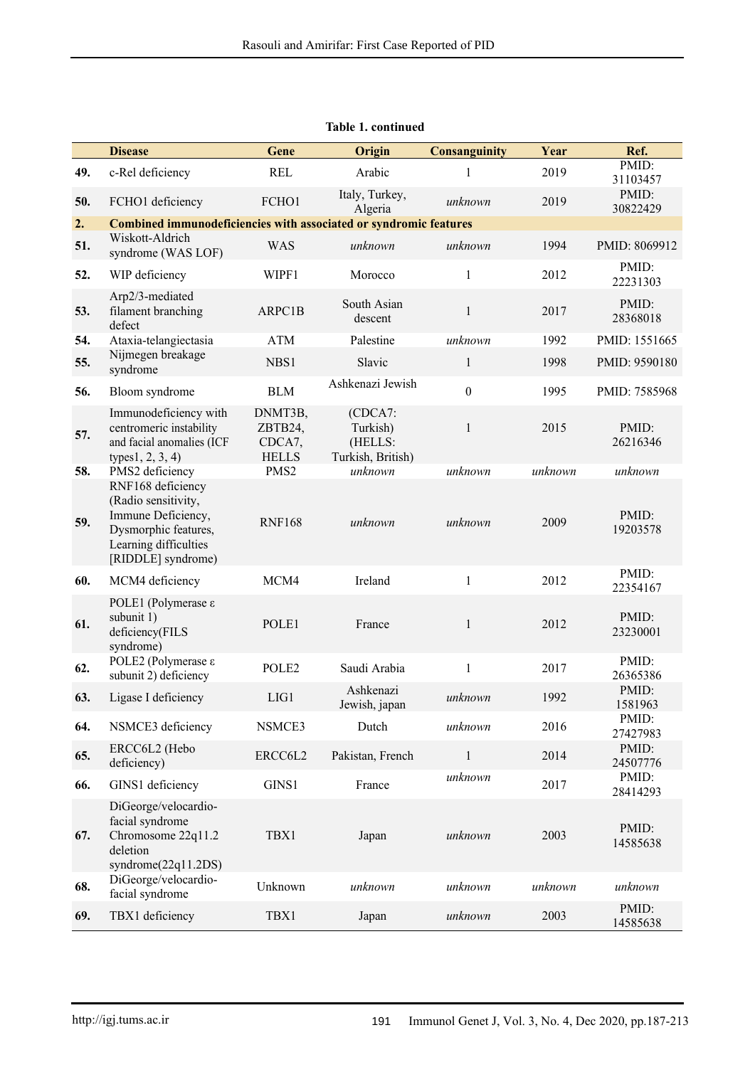**Table 1. continued**

| | Disease | Gene | Origin | Consanguinity | Year | Ref. |
|---|---|---|---|---|---|---|
| **49.** | c-Rel deficiency | REL | Arabic | 1 | 2019 | PMID: 31103457 |
| **50.** | FCHO1 deficiency | FCHO1 | Italy, Turkey, Algeria | *unknown* | 2019 | PMID: 30822429 |
| **2.** | **Combined immunodeficiencies with associated or syndromic features** | | | | | |
| **51.** | Wiskott-Aldrich syndrome (WAS LOF) | WAS | *unknown* | *unknown* | 1994 | PMID: 8069912 |
| **52.** | WIP deficiency | WIPF1 | Morocco | 1 | 2012 | PMID: 22231303 |
| **53.** | Arp2/3-mediated filament branching defect | ARPC1B | South Asian descent | 1 | 2017 | PMID: 28368018 |
| **54.** | Ataxia-telangiectasia | ATM | Palestine | *unknown* | 1992 | PMID: 1551665 |
| **55.** | Nijmegen breakage syndrome | NBS1 | Slavic | 1 | 1998 | PMID: 9590180 |
| **56.** | Bloom syndrome | BLM | Ashkenazi Jewish | 0 | 1995 | PMID: 7585968 |
| **57.** | Immunodeficiency with centromeric instability and facial anomalies (ICF types1, 2, 3, 4) | DNMT3B, ZBTB24, CDCA7, HELLS | (CDCA7: Turkish) (HELLS: Turkish, British) | 1 | 2015 | PMID: 26216346 |
| **58.** | PMS2 deficiency | PMS2 | *unknown* | *unknown* | *unknown* | *unknown* |
| **59.** | RNF168 deficiency (Radio sensitivity, Immune Deficiency, Dysmorphic features, Learning difficulties [RIDDLE] syndrome) | RNF168 | *unknown* | *unknown* | 2009 | PMID: 19203578 |
| **60.** | MCM4 deficiency | MCM4 | Ireland | 1 | 2012 | PMID: 22354167 |
| **61.** | POLE1 (Polymerase ε subunit 1) deficiency(FILS syndrome) | POLE1 | France | 1 | 2012 | PMID: 23230001 |
| **62.** | POLE2 (Polymerase ε subunit 2) deficiency | POLE2 | Saudi Arabia | 1 | 2017 | PMID: 26365386 |
| **63.** | Ligase I deficiency | LIG1 | Ashkenazi Jewish, japan | *unknown* | 1992 | PMID: 1581963 |
| **64.** | NSMCE3 deficiency | NSMCE3 | Dutch | *unknown* | 2016 | PMID: 27427983 |
| **65.** | ERCC6L2 (Hebo deficiency) | ERCC6L2 | Pakistan, French | 1 | 2014 | PMID: 24507776 |
| **66.** | GINS1 deficiency | GINS1 | France | *unknown* | 2017 | PMID: 28414293 |
| **67.** | DiGeorge/velocardio-facial syndrome Chromosome 22q11.2 deletion syndrome(22q11.2DS) | TBX1 | Japan | *unknown* | 2003 | PMID: 14585638 |
| **68.** | DiGeorge/velocardio-facial syndrome | Unknown | *unknown* | *unknown* | *unknown* | *unknown* |
| **69.** | TBX1 deficiency | TBX1 | Japan | *unknown* | 2003 | PMID: 14585638 |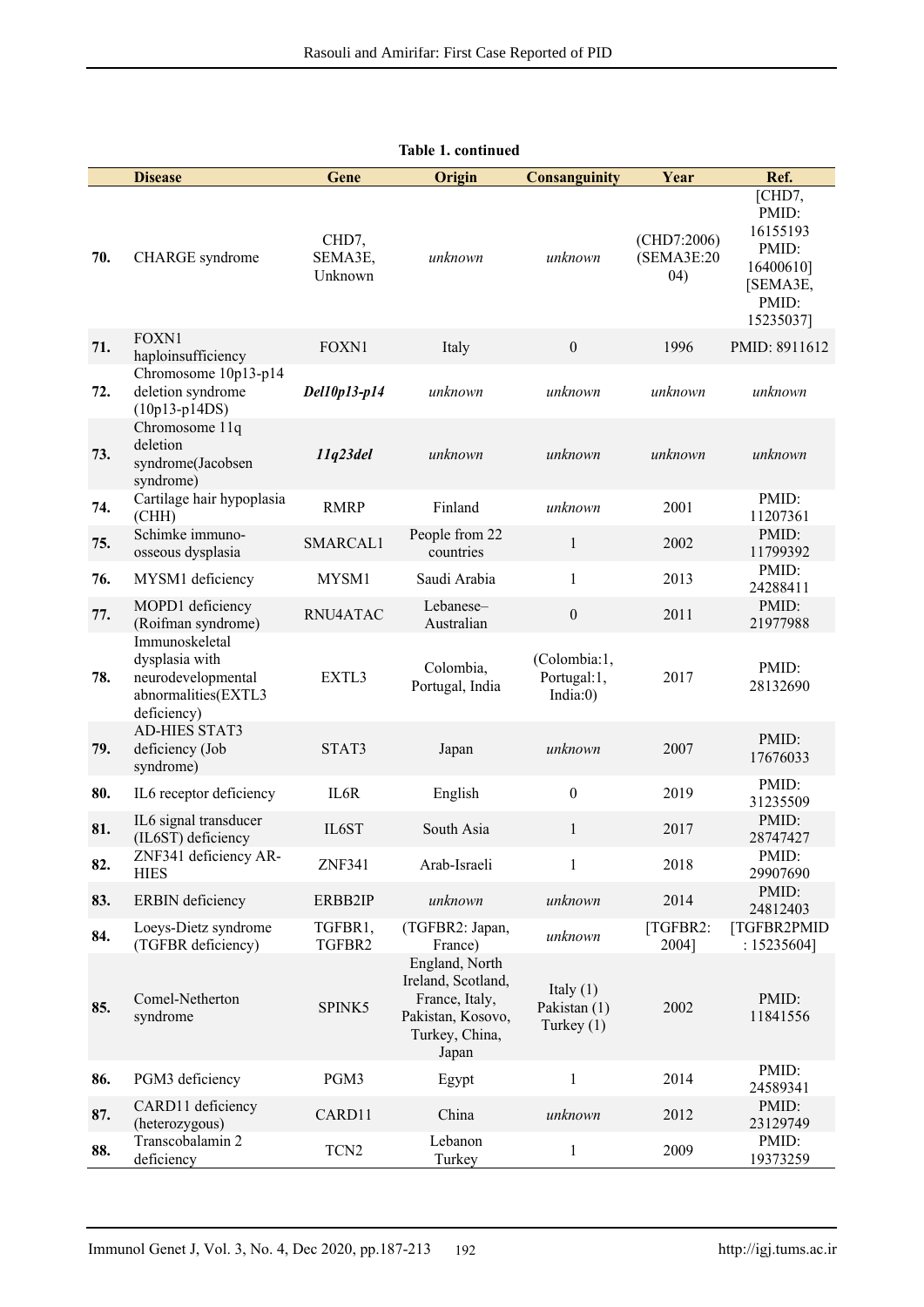**Table 1. continued**

| | Disease | Gene | Origin | Consanguinity | Year | Ref. |
|---|---|---|---|---|---|---|
| **70.** | CHARGE syndrome | CHD7, SEMA3E, Unknown | *unknown* | *unknown* | (CHD7:2006) (SEMA3E:2004) | [CHD7, PMID: 16155193 PMID: 16400610] [SEMA3E, PMID: 15235037] |
| **71.** | FOXN1 haploinsufficiency | FOXN1 | Italy | 0 | 1996 | PMID: 8911612 |
| **72.** | Chromosome 10p13-p14 deletion syndrome (10p13-p14DS) | ***Del10p13-p14*** | *unknown* | *unknown* | *unknown* | *unknown* |
| **73.** | Chromosome 11q deletion syndrome(Jacobsen syndrome) | ***11q23del*** | *unknown* | *unknown* | *unknown* | *unknown* |
| **74.** | Cartilage hair hypoplasia (CHH) | RMRP | Finland | *unknown* | 2001 | PMID: 11207361 |
| **75.** | Schimke immuno-osseous dysplasia | SMARCAL1 | People from 22 countries | 1 | 2002 | PMID: 11799392 |
| **76.** | MYSM1 deficiency | MYSM1 | Saudi Arabia | 1 | 2013 | PMID: 24288411 |
| **77.** | MOPD1 deficiency (Roifman syndrome) | RNU4ATAC | Lebanese–Australian | 0 | 2011 | PMID: 21977988 |
| **78.** | Immunoskeletal dysplasia with neurodevelopmental abnormalities(EXTL3 deficiency) | EXTL3 | Colombia, Portugal, India | (Colombia:1, Portugal:1, India:0) | 2017 | PMID: 28132690 |
| **79.** | AD-HIES STAT3 deficiency (Job syndrome) | STAT3 | Japan | *unknown* | 2007 | PMID: 17676033 |
| **80.** | IL6 receptor deficiency | IL6R | English | 0 | 2019 | PMID: 31235509 |
| **81.** | IL6 signal transducer (IL6ST) deficiency | IL6ST | South Asia | 1 | 2017 | PMID: 28747427 |
| **82.** | ZNF341 deficiency AR-HIES | ZNF341 | Arab-Israeli | 1 | 2018 | PMID: 29907690 |
| **83.** | ERBIN deficiency | ERBB2IP | *unknown* | *unknown* | 2014 | PMID: 24812403 |
| **84.** | Loeys-Dietz syndrome (TGFBR deficiency) | TGFBR1, TGFBR2 | (TGFBR2: Japan, France) | *unknown* | [TGFBR2: 2004] | [TGFBR2PMID : 15235604] |
| **85.** | Comel-Netherton syndrome | SPINK5 | England, North Ireland, Scotland, France, Italy, Pakistan, Kosovo, Turkey, China, Japan | Italy (1) Pakistan (1) Turkey (1) | 2002 | PMID: 11841556 |
| **86.** | PGM3 deficiency | PGM3 | Egypt | 1 | 2014 | PMID: 24589341 |
| **87.** | CARD11 deficiency (heterozygous) | CARD11 | China | *unknown* | 2012 | PMID: 23129749 |
| **88.** | Transcobalamin 2 deficiency | TCN2 | Lebanon Turkey | 1 | 2009 | PMID: 19373259 |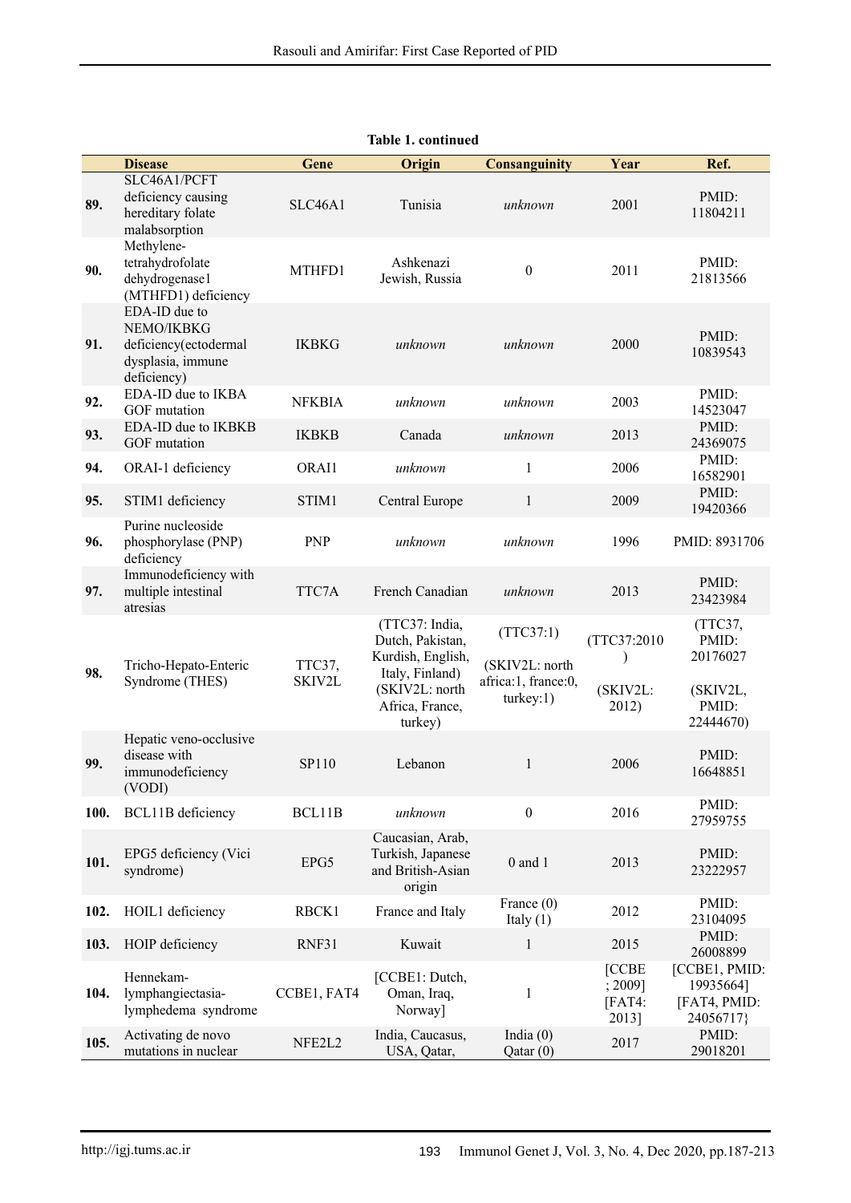**Table 1. continued**

| | Disease | Gene | Origin | Consanguinity | Year | Ref. |
|---|---|---|---|---|---|---|
| **89.** | SLC46A1/PCFT deficiency causing hereditary folate malabsorption | SLC46A1 | Tunisia | *unknown* | 2001 | PMID: 11804211 |
| **90.** | Methylene-tetrahydrofolate dehydrogenase1 (MTHFD1) deficiency | MTHFD1 | Ashkenazi Jewish, Russia | 0 | 2011 | PMID: 21813566 |
| **91.** | EDA-ID due to NEMO/IKBKG deficiency(ectodermal dysplasia, immune deficiency) | IKBKG | *unknown* | *unknown* | 2000 | PMID: 10839543 |
| **92.** | EDA-ID due to IKBA GOF mutation | NFKBIA | *unknown* | *unknown* | 2003 | PMID: 14523047 |
| **93.** | EDA-ID due to IKBKB GOF mutation | IKBKB | Canada | *unknown* | 2013 | PMID: 24369075 |
| **94.** | ORAI-1 deficiency | ORAI1 | *unknown* | 1 | 2006 | PMID: 16582901 |
| **95.** | STIM1 deficiency | STIM1 | Central Europe | 1 | 2009 | PMID: 19420366 |
| **96.** | Purine nucleoside phosphorylase (PNP) deficiency | PNP | *unknown* | *unknown* | 1996 | PMID: 8931706 |
| **97.** | Immunodeficiency with multiple intestinal atresias | TTC7A | French Canadian | *unknown* | 2013 | PMID: 23423984 |
| **98.** | Tricho-Hepato-Enteric Syndrome (THES) | TTC37, SKIV2L | (TTC37: India, Dutch, Pakistan, Kurdish, English, Italy, Finland) (SKIV2L: north Africa, France, turkey) | (TTC37:1) (SKIV2L: north africa:1, france:0, turkey:1) | (TTC37:2010) (SKIV2L: 2012) | (TTC37, PMID: 20176027 (SKIV2L, PMID: 22444670) |
| **99.** | Hepatic veno-occlusive disease with immunodeficiency (VODI) | SP110 | Lebanon | 1 | 2006 | PMID: 16648851 |
| **100.** | BCL11B deficiency | BCL11B | *unknown* | 0 | 2016 | PMID: 27959755 |
| **101.** | EPG5 deficiency (Vici syndrome) | EPG5 | Caucasian, Arab, Turkish, Japanese and British-Asian origin | 0 and 1 | 2013 | PMID: 23222957 |
| **102.** | HOIL1 deficiency | RBCK1 | France and Italy | France (0) Italy (1) | 2012 | PMID: 23104095 |
| **103.** | HOIP deficiency | RNF31 | Kuwait | 1 | 2015 | PMID: 26008899 |
| **104.** | Hennekam-lymphangiectasia-lymphedema syndrome | CCBE1, FAT4 | [CCBE1: Dutch, Oman, Iraq, Norway] | 1 | [CCBE ; 2009] [FAT4: 2013] | [CCBE1, PMID: 19935664] [FAT4, PMID: 24056717} |
| **105.** | Activating de novo mutations in nuclear | NFE2L2 | India, Caucasus, USA, Qatar, | India (0) Qatar (0) | 2017 | PMID: 29018201 |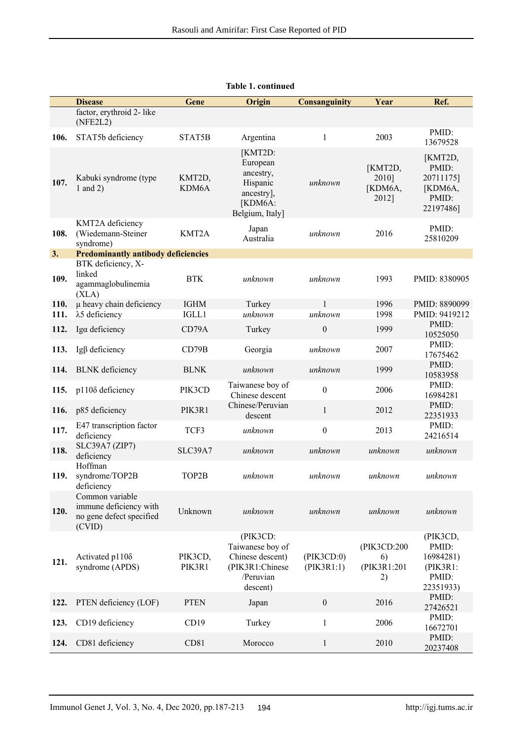**Table 1. continued**

| | Disease | Gene | Origin | Consanguinity | Year | Ref. |
|---|---|---|---|---|---|---|
| | factor, erythroid 2- like (NFE2L2) | | | | | |
| **106.** | STAT5b deficiency | STAT5B | Argentina | 1 | 2003 | PMID: 13679528 |
| **107.** | Kabuki syndrome (type 1 and 2) | KMT2D, KDM6A | [KMT2D: European ancestry, Hispanic ancestry], [KDM6A: Belgium, Italy] | *unknown* | [KMT2D, 2010] [KDM6A, 2012] | [KMT2D, PMID: 20711175] [KDM6A, PMID: 22197486] |
| **108.** | KMT2A deficiency (Wiedemann-Steiner syndrome) | KMT2A | Japan Australia | *unknown* | 2016 | PMID: 25810209 |
| **3.** | **Predominantly antibody deficiencies** | | | | | |
| **109.** | BTK deficiency, X-linked agammaglobulinemia (XLA) | BTK | *unknown* | *unknown* | 1993 | PMID: 8380905 |
| **110.** | μ heavy chain deficiency | IGHM | Turkey | 1 | 1996 | PMID: 8890099 |
| **111.** | λ5 deficiency | IGLL1 | *unknown* | *unknown* | 1998 | PMID: 9419212 |
| **112.** | Igα deficiency | CD79A | Turkey | 0 | 1999 | PMID: 10525050 |
| **113.** | Igβ deficiency | CD79B | Georgia | *unknown* | 2007 | PMID: 17675462 |
| **114.** | BLNK deficiency | BLNK | *unknown* | *unknown* | 1999 | PMID: 10583958 |
| **115.** | p110δ deficiency | PIK3CD | Taiwanese boy of Chinese descent | 0 | 2006 | PMID: 16984281 |
| **116.** | p85 deficiency | PIK3R1 | Chinese/Peruvian descent | 1 | 2012 | PMID: 22351933 |
| **117.** | E47 transcription factor deficiency | TCF3 | *unknown* | 0 | 2013 | PMID: 24216514 |
| **118.** | SLC39A7 (ZIP7) deficiency | SLC39A7 | *unknown* | *unknown* | *unknown* | *unknown* |
| **119.** | Hoffman syndrome/TOP2B deficiency | TOP2B | *unknown* | *unknown* | *unknown* | *unknown* |
| **120.** | Common variable immune deficiency with no gene defect specified (CVID) | Unknown | *unknown* | *unknown* | *unknown* | *unknown* |
| **121.** | Activated p110δ syndrome (APDS) | PIK3CD, PIK3R1 | (PIK3CD: Taiwanese boy of Chinese descent) (PIK3R1:Chinese /Peruvian descent) | (PIK3CD:0) (PIK3R1:1) | (PIK3CD:2006) (PIK3R1:2012) | (PIK3CD, PMID: 16984281) (PIK3R1: PMID: 22351933) |
| **122.** | PTEN deficiency (LOF) | PTEN | Japan | 0 | 2016 | PMID: 27426521 |
| **123.** | CD19 deficiency | CD19 | Turkey | 1 | 2006 | PMID: 16672701 |
| **124.** | CD81 deficiency | CD81 | Morocco | 1 | 2010 | PMID: 20237408 |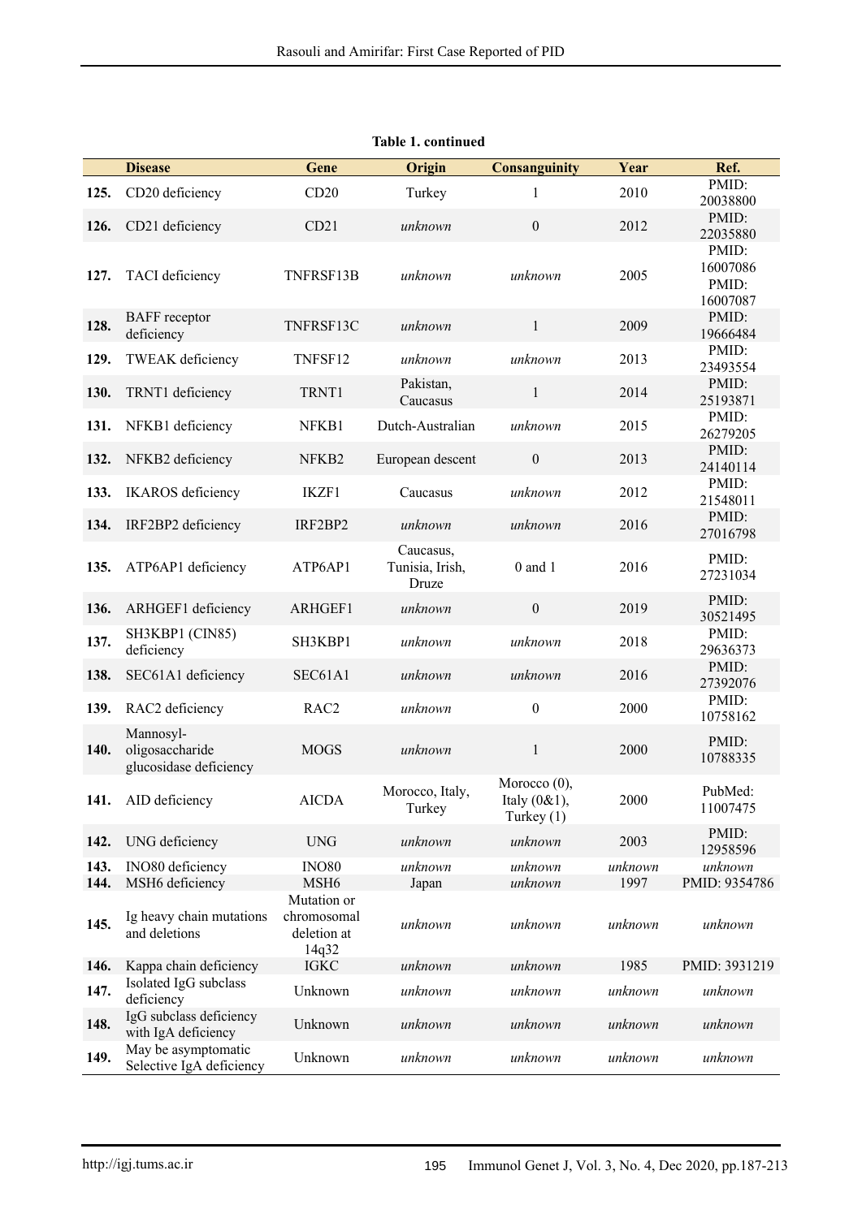**Table 1. continued**

| | Disease | Gene | Origin | Consanguinity | Year | Ref. |
|---|---|---|---|---|---|---|
| **125.** | CD20 deficiency | CD20 | Turkey | 1 | 2010 | PMID: 20038800 |
| **126.** | CD21 deficiency | CD21 | *unknown* | 0 | 2012 | PMID: 22035880 |
| **127.** | TACI deficiency | TNFRSF13B | *unknown* | *unknown* | 2005 | PMID: 16007086 PMID: 16007087 |
| **128.** | BAFF receptor deficiency | TNFRSF13C | *unknown* | 1 | 2009 | PMID: 19666484 |
| **129.** | TWEAK deficiency | TNFSF12 | *unknown* | *unknown* | 2013 | PMID: 23493554 |
| **130.** | TRNT1 deficiency | TRNT1 | Pakistan, Caucasus | 1 | 2014 | PMID: 25193871 |
| **131.** | NFKB1 deficiency | NFKB1 | Dutch-Australian | *unknown* | 2015 | PMID: 26279205 |
| **132.** | NFKB2 deficiency | NFKB2 | European descent | 0 | 2013 | PMID: 24140114 |
| **133.** | IKAROS deficiency | IKZF1 | Caucasus | *unknown* | 2012 | PMID: 21548011 |
| **134.** | IRF2BP2 deficiency | IRF2BP2 | *unknown* | *unknown* | 2016 | PMID: 27016798 |
| **135.** | ATP6AP1 deficiency | ATP6AP1 | Caucasus, Tunisia, Irish, Druze | 0 and 1 | 2016 | PMID: 27231034 |
| **136.** | ARHGEF1 deficiency | ARHGEF1 | *unknown* | 0 | 2019 | PMID: 30521495 |
| **137.** | SH3KBP1 (CIN85) deficiency | SH3KBP1 | *unknown* | *unknown* | 2018 | PMID: 29636373 |
| **138.** | SEC61A1 deficiency | SEC61A1 | *unknown* | *unknown* | 2016 | PMID: 27392076 |
| **139.** | RAC2 deficiency | RAC2 | *unknown* | 0 | 2000 | PMID: 10758162 |
| **140.** | Mannosyl-oligosaccharide glucosidase deficiency | MOGS | *unknown* | 1 | 2000 | PMID: 10788335 |
| **141.** | AID deficiency | AICDA | Morocco, Italy, Turkey | Morocco (0), Italy (0&1), Turkey (1) | 2000 | PubMed: 11007475 |
| **142.** | UNG deficiency | UNG | *unknown* | *unknown* | 2003 | PMID: 12958596 |
| **143.** | INO80 deficiency | INO80 | *unknown* | *unknown* | *unknown* | *unknown* |
| **144.** | MSH6 deficiency | MSH6 | Japan | *unknown* | 1997 | PMID: 9354786 |
| **145.** | Ig heavy chain mutations and deletions | Mutation or chromosomal deletion at 14q32 | *unknown* | *unknown* | *unknown* | *unknown* |
| **146.** | Kappa chain deficiency | IGKC | *unknown* | *unknown* | 1985 | PMID: 3931219 |
| **147.** | Isolated IgG subclass deficiency | Unknown | *unknown* | *unknown* | *unknown* | *unknown* |
| **148.** | IgG subclass deficiency with IgA deficiency | Unknown | *unknown* | *unknown* | *unknown* | *unknown* |
| **149.** | May be asymptomatic Selective IgA deficiency | Unknown | *unknown* | *unknown* | *unknown* | *unknown* |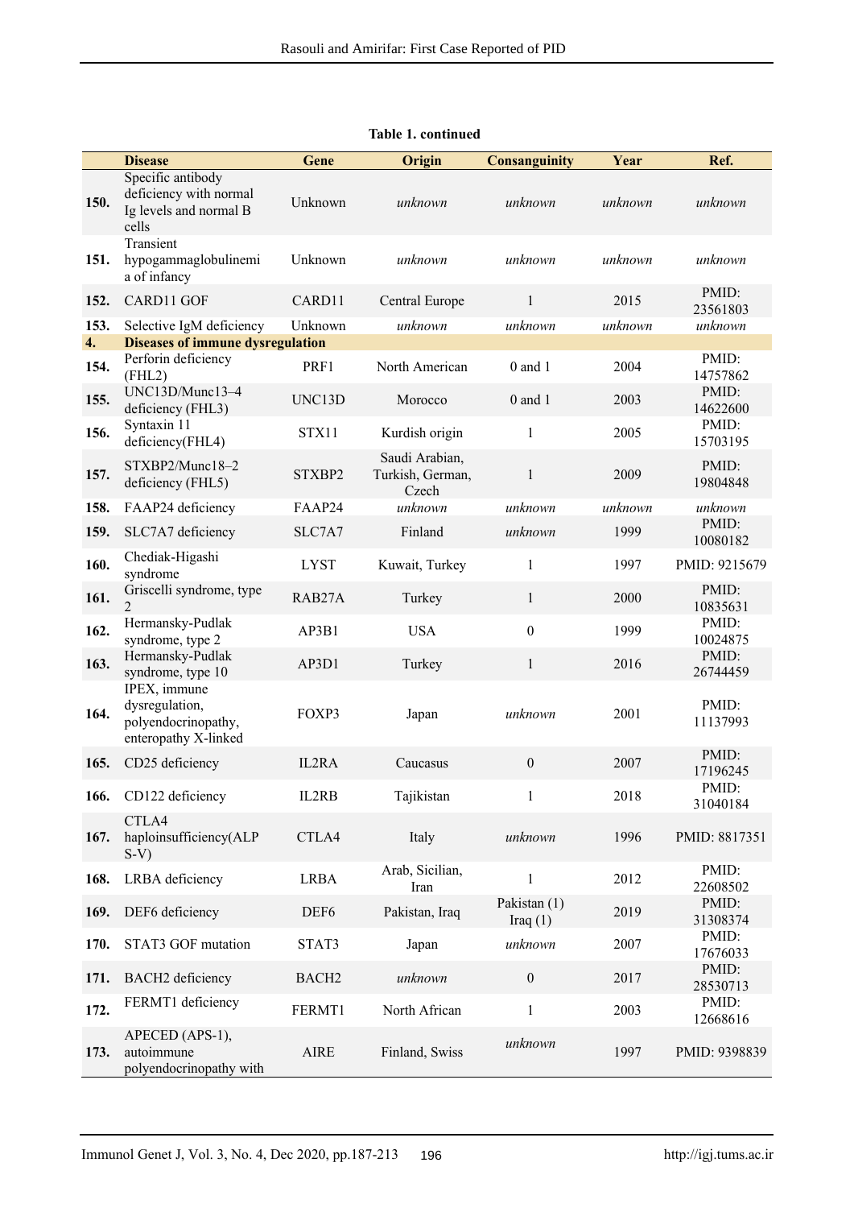**Table 1. continued**

| | Disease | Gene | Origin | Consanguinity | Year | Ref. |
|---|---|---|---|---|---|---|
| **150.** | Specific antibody deficiency with normal Ig levels and normal B cells | Unknown | *unknown* | *unknown* | *unknown* | *unknown* |
| **151.** | Transient hypogammaglobulinemia of infancy | Unknown | *unknown* | *unknown* | *unknown* | *unknown* |
| **152.** | CARD11 GOF | CARD11 | Central Europe | 1 | 2015 | PMID: 23561803 |
| **153.** | Selective IgM deficiency | Unknown | *unknown* | *unknown* | *unknown* | *unknown* |
| **4.** | **Diseases of immune dysregulation** | | | | | |
| **154.** | Perforin deficiency (FHL2) | PRF1 | North American | 0 and 1 | 2004 | PMID: 14757862 |
| **155.** | UNC13D/Munc13–4 deficiency (FHL3) | UNC13D | Morocco | 0 and 1 | 2003 | PMID: 14622600 |
| **156.** | Syntaxin 11 deficiency(FHL4) | STX11 | Kurdish origin | 1 | 2005 | PMID: 15703195 |
| **157.** | STXBP2/Munc18–2 deficiency (FHL5) | STXBP2 | Saudi Arabian, Turkish, German, Czech | 1 | 2009 | PMID: 19804848 |
| **158.** | FAAP24 deficiency | FAAP24 | *unknown* | *unknown* | *unknown* | *unknown* |
| **159.** | SLC7A7 deficiency | SLC7A7 | Finland | *unknown* | 1999 | PMID: 10080182 |
| **160.** | Chediak-Higashi syndrome | LYST | Kuwait, Turkey | 1 | 1997 | PMID: 9215679 |
| **161.** | Griscelli syndrome, type 2 | RAB27A | Turkey | 1 | 2000 | PMID: 10835631 |
| **162.** | Hermansky-Pudlak syndrome, type 2 | AP3B1 | USA | 0 | 1999 | PMID: 10024875 |
| **163.** | Hermansky-Pudlak syndrome, type 10 | AP3D1 | Turkey | 1 | 2016 | PMID: 26744459 |
| **164.** | IPEX, immune dysregulation, polyendocrinopathy, enteropathy X-linked | FOXP3 | Japan | *unknown* | 2001 | PMID: 11137993 |
| **165.** | CD25 deficiency | IL2RA | Caucasus | 0 | 2007 | PMID: 17196245 |
| **166.** | CD122 deficiency | IL2RB | Tajikistan | 1 | 2018 | PMID: 31040184 |
| **167.** | CTLA4 haploinsufficiency(ALPS-V) | CTLA4 | Italy | *unknown* | 1996 | PMID: 8817351 |
| **168.** | LRBA deficiency | LRBA | Arab, Sicilian, Iran | 1 | 2012 | PMID: 22608502 |
| **169.** | DEF6 deficiency | DEF6 | Pakistan, Iraq | Pakistan (1) Iraq (1) | 2019 | PMID: 31308374 |
| **170.** | STAT3 GOF mutation | STAT3 | Japan | *unknown* | 2007 | PMID: 17676033 |
| **171.** | BACH2 deficiency | BACH2 | *unknown* | 0 | 2017 | PMID: 28530713 |
| **172.** | FERMT1 deficiency | FERMT1 | North African | 1 | 2003 | PMID: 12668616 |
| **173.** | APECED (APS-1), autoimmune polyendocrinopathy with | AIRE | Finland, Swiss | *unknown* | 1997 | PMID: 9398839 |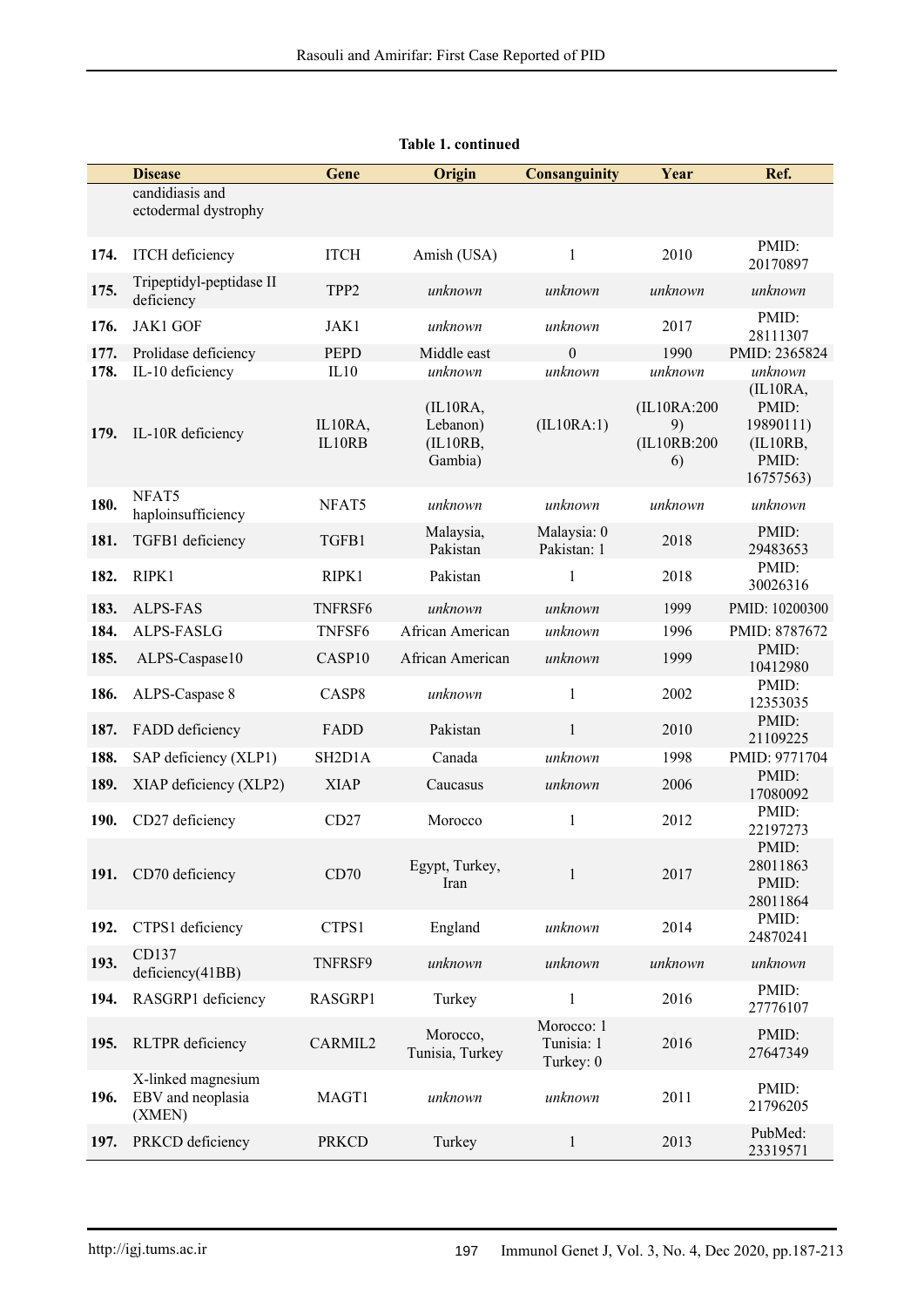**Table 1. continued**

| | Disease | Gene | Origin | Consanguinity | Year | Ref. |
|---|---|---|---|---|---|---|
| | candidiasis and ectodermal dystrophy | | | | | |
| **174.** | ITCH deficiency | ITCH | Amish (USA) | 1 | 2010 | PMID: 20170897 |
| **175.** | Tripeptidyl-peptidase II deficiency | TPP2 | *unknown* | *unknown* | *unknown* | *unknown* |
| **176.** | JAK1 GOF | JAK1 | *unknown* | *unknown* | 2017 | PMID: 28111307 |
| **177.** | Prolidase deficiency | PEPD | Middle east | 0 | 1990 | PMID: 2365824 |
| **178.** | IL-10 deficiency | IL10 | *unknown* | *unknown* | *unknown* | *unknown* |
| **179.** | IL-10R deficiency | IL10RA, IL10RB | (IL10RA, Lebanon) (IL10RB, Gambia) | (IL10RA:1) | (IL10RA:2009) (IL10RB:2006) | (IL10RA, PMID: 19890111) (IL10RB, PMID: 16757563) |
| **180.** | NFAT5 haploinsufficiency | NFAT5 | *unknown* | *unknown* | *unknown* | *unknown* |
| **181.** | TGFB1 deficiency | TGFB1 | Malaysia, Pakistan | Malaysia: 0 Pakistan: 1 | 2018 | PMID: 29483653 |
| **182.** | RIPK1 | RIPK1 | Pakistan | 1 | 2018 | PMID: 30026316 |
| **183.** | ALPS-FAS | TNFRSF6 | *unknown* | *unknown* | 1999 | PMID: 10200300 |
| **184.** | ALPS-FASLG | TNFSF6 | African American | *unknown* | 1996 | PMID: 8787672 |
| **185.** | ALPS-Caspase10 | CASP10 | African American | *unknown* | 1999 | PMID: 10412980 |
| **186.** | ALPS-Caspase 8 | CASP8 | *unknown* | 1 | 2002 | PMID: 12353035 |
| **187.** | FADD deficiency | FADD | Pakistan | 1 | 2010 | PMID: 21109225 |
| **188.** | SAP deficiency (XLP1) | SH2D1A | Canada | *unknown* | 1998 | PMID: 9771704 |
| **189.** | XIAP deficiency (XLP2) | XIAP | Caucasus | *unknown* | 2006 | PMID: 17080092 |
| **190.** | CD27 deficiency | CD27 | Morocco | 1 | 2012 | PMID: 22197273 |
| **191.** | CD70 deficiency | CD70 | Egypt, Turkey, Iran | 1 | 2017 | PMID: 28011863 PMID: 28011864 |
| **192.** | CTPS1 deficiency | CTPS1 | England | *unknown* | 2014 | PMID: 24870241 |
| **193.** | CD137 deficiency(41BB) | TNFRSF9 | *unknown* | *unknown* | *unknown* | *unknown* |
| **194.** | RASGRP1 deficiency | RASGRP1 | Turkey | 1 | 2016 | PMID: 27776107 |
| **195.** | RLTPR deficiency | CARMIL2 | Morocco, Tunisia, Turkey | Morocco: 1 Tunisia: 1 Turkey: 0 | 2016 | PMID: 27647349 |
| **196.** | X-linked magnesium EBV and neoplasia (XMEN) | MAGT1 | *unknown* | *unknown* | 2011 | PMID: 21796205 |
| **197.** | PRKCD deficiency | PRKCD | Turkey | 1 | 2013 | PubMed: 23319571 |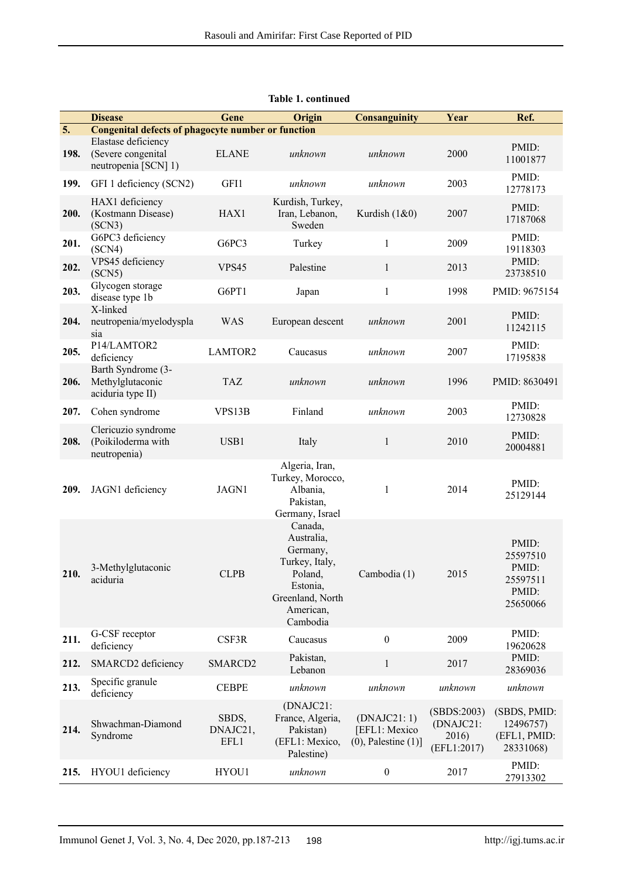**Table 1. continued**

| | Disease | Gene | Origin | Consanguinity | Year | Ref. |
|---|---|---|---|---|---|---|
| **5.** | **Congenital defects of phagocyte number or function** | | | | | |
| **198.** | Elastase deficiency (Severe congenital neutropenia [SCN] 1) | ELANE | *unknown* | *unknown* | 2000 | PMID: 11001877 |
| **199.** | GFI 1 deficiency (SCN2) | GFI1 | *unknown* | *unknown* | 2003 | PMID: 12778173 |
| **200.** | HAX1 deficiency (Kostmann Disease) (SCN3) | HAX1 | Kurdish, Turkey, Iran, Lebanon, Sweden | Kurdish (1&0) | 2007 | PMID: 17187068 |
| **201.** | G6PC3 deficiency (SCN4) | G6PC3 | Turkey | 1 | 2009 | PMID: 19118303 |
| **202.** | VPS45 deficiency (SCN5) | VPS45 | Palestine | 1 | 2013 | PMID: 23738510 |
| **203.** | Glycogen storage disease type 1b | G6PT1 | Japan | 1 | 1998 | PMID: 9675154 |
| **204.** | X-linked neutropenia/myelodysplasia | WAS | European descent | *unknown* | 2001 | PMID: 11242115 |
| **205.** | P14/LAMTOR2 deficiency | LAMTOR2 | Caucasus | *unknown* | 2007 | PMID: 17195838 |
| **206.** | Barth Syndrome (3-Methylglutaconic aciduria type II) | TAZ | *unknown* | *unknown* | 1996 | PMID: 8630491 |
| **207.** | Cohen syndrome | VPS13B | Finland | *unknown* | 2003 | PMID: 12730828 |
| **208.** | Clericuzio syndrome (Poikiloderma with neutropenia) | USB1 | Italy | 1 | 2010 | PMID: 20004881 |
| **209.** | JAGN1 deficiency | JAGN1 | Algeria, Iran, Turkey, Morocco, Albania, Pakistan, Germany, Israel | 1 | 2014 | PMID: 25129144 |
| **210.** | 3-Methylglutaconic aciduria | CLPB | Canada, Australia, Germany, Turkey, Italy, Poland, Estonia, Greenland, North American, Cambodia | Cambodia (1) | 2015 | PMID: 25597510 PMID: 25597511 PMID: 25650066 |
| **211.** | G-CSF receptor deficiency | CSF3R | Caucasus | 0 | 2009 | PMID: 19620628 |
| **212.** | SMARCD2 deficiency | SMARCD2 | Pakistan, Lebanon | 1 | 2017 | PMID: 28369036 |
| **213.** | Specific granule deficiency | CEBPE | *unknown* | *unknown* | *unknown* | *unknown* |
| **214.** | Shwachman-Diamond Syndrome | SBDS, DNAJC21, EFL1 | (DNAJC21: France, Algeria, Pakistan) (EFL1: Mexico, Palestine) | (DNAJC21: 1) [EFL1: Mexico (0), Palestine (1)] | (SBDS:2003) (DNAJC21: 2016) (EFL1:2017) | (SBDS, PMID: 12496757) (EFL1, PMID: 28331068) |
| **215.** | HYOU1 deficiency | HYOU1 | *unknown* | 0 | 2017 | PMID: 27913302 |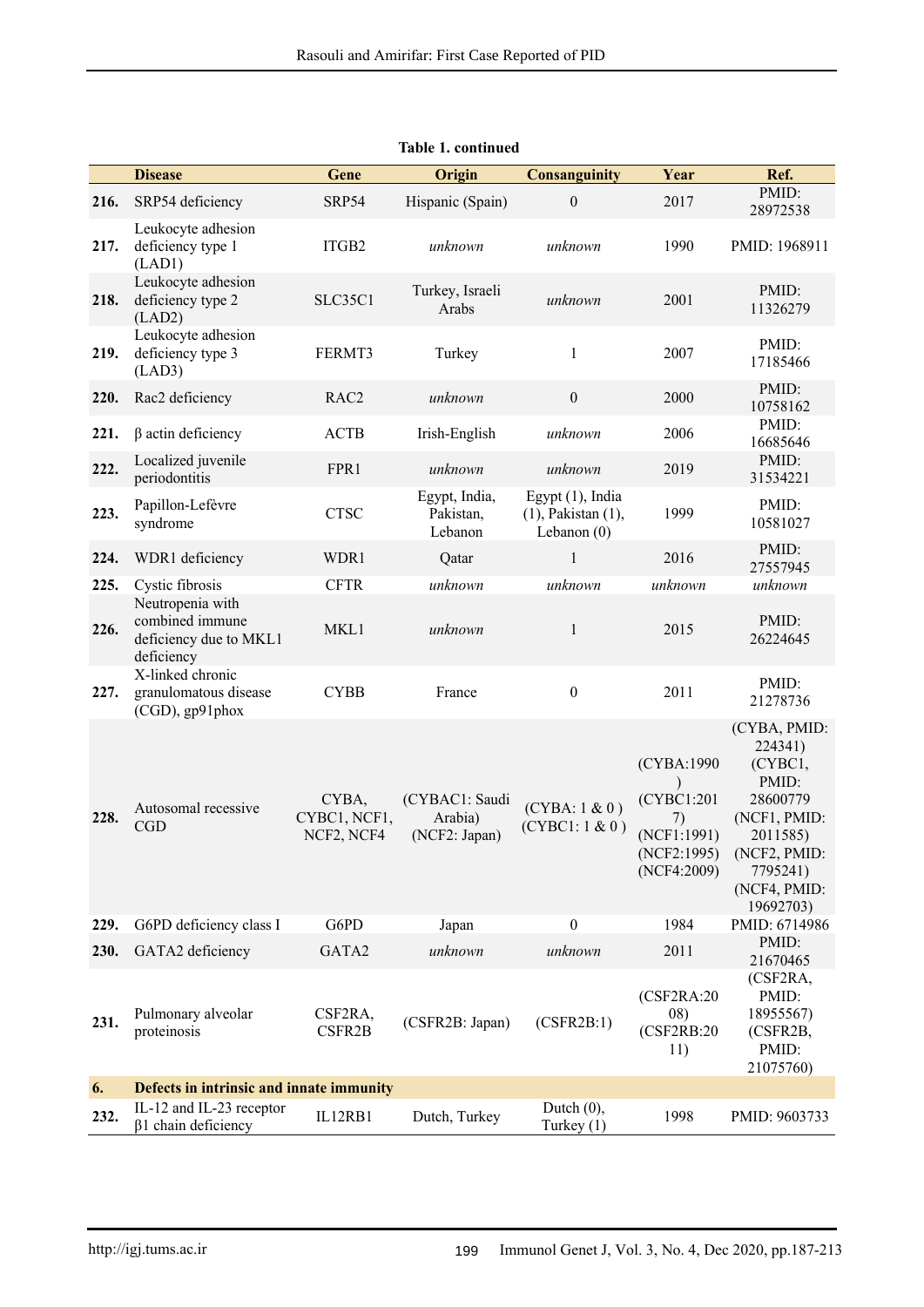**Table 1. continued**

| | Disease | Gene | Origin | Consanguinity | Year | Ref. |
|---|---|---|---|---|---|---|
| **216.** | SRP54 deficiency | SRP54 | Hispanic (Spain) | 0 | 2017 | PMID: 28972538 |
| **217.** | Leukocyte adhesion deficiency type 1 (LAD1) | ITGB2 | *unknown* | *unknown* | 1990 | PMID: 1968911 |
| **218.** | Leukocyte adhesion deficiency type 2 (LAD2) | SLC35C1 | Turkey, Israeli Arabs | *unknown* | 2001 | PMID: 11326279 |
| **219.** | Leukocyte adhesion deficiency type 3 (LAD3) | FERMT3 | Turkey | 1 | 2007 | PMID: 17185466 |
| **220.** | Rac2 deficiency | RAC2 | *unknown* | 0 | 2000 | PMID: 10758162 |
| **221.** | β actin deficiency | ACTB | Irish-English | *unknown* | 2006 | PMID: 16685646 |
| **222.** | Localized juvenile periodontitis | FPR1 | *unknown* | *unknown* | 2019 | PMID: 31534221 |
| **223.** | Papillon-Lefèvre syndrome | CTSC | Egypt, India, Pakistan, Lebanon | Egypt (1), India (1), Pakistan (1), Lebanon (0) | 1999 | PMID: 10581027 |
| **224.** | WDR1 deficiency | WDR1 | Qatar | 1 | 2016 | PMID: 27557945 |
| **225.** | Cystic fibrosis | CFTR | *unknown* | *unknown* | *unknown* | *unknown* |
| **226.** | Neutropenia with combined immune deficiency due to MKL1 deficiency | MKL1 | *unknown* | 1 | 2015 | PMID: 26224645 |
| **227.** | X-linked chronic granulomatous disease (CGD), gp91phox | CYBB | France | 0 | 2011 | PMID: 21278736 |
| **228.** | Autosomal recessive CGD | CYBA, CYBC1, NCF1, NCF2, NCF4 | (CYBAC1: Saudi Arabia) (NCF2: Japan) | (CYBA: 1 & 0 ) (CYBC1: 1 & 0 ) | (CYBA:1990 ) (CYBC1:2017) (NCF1:1991) (NCF2:1995) (NCF4:2009) | (CYBA, PMID: 224341) (CYBC1, PMID: 28600779 (NCF1, PMID: 2011585) (NCF2, PMID: 7795241) (NCF4, PMID: 19692703) |
| **229.** | G6PD deficiency class I | G6PD | Japan | 0 | 1984 | PMID: 6714986 |
| **230.** | GATA2 deficiency | GATA2 | *unknown* | *unknown* | 2011 | PMID: 21670465 |
| **231.** | Pulmonary alveolar proteinosis | CSF2RA, CSFR2B | (CSFR2B: Japan) | (CSFR2B:1) | (CSF2RA:2008) (CSF2RB:2011) | (CSF2RA, PMID: 18955567) (CSFR2B, PMID: 21075760) |
| **6.** | **Defects in intrinsic and innate immunity** | | | | | |
| **232.** | IL-12 and IL-23 receptor β1 chain deficiency | IL12RB1 | Dutch, Turkey | Dutch (0), Turkey (1) | 1998 | PMID: 9603733 |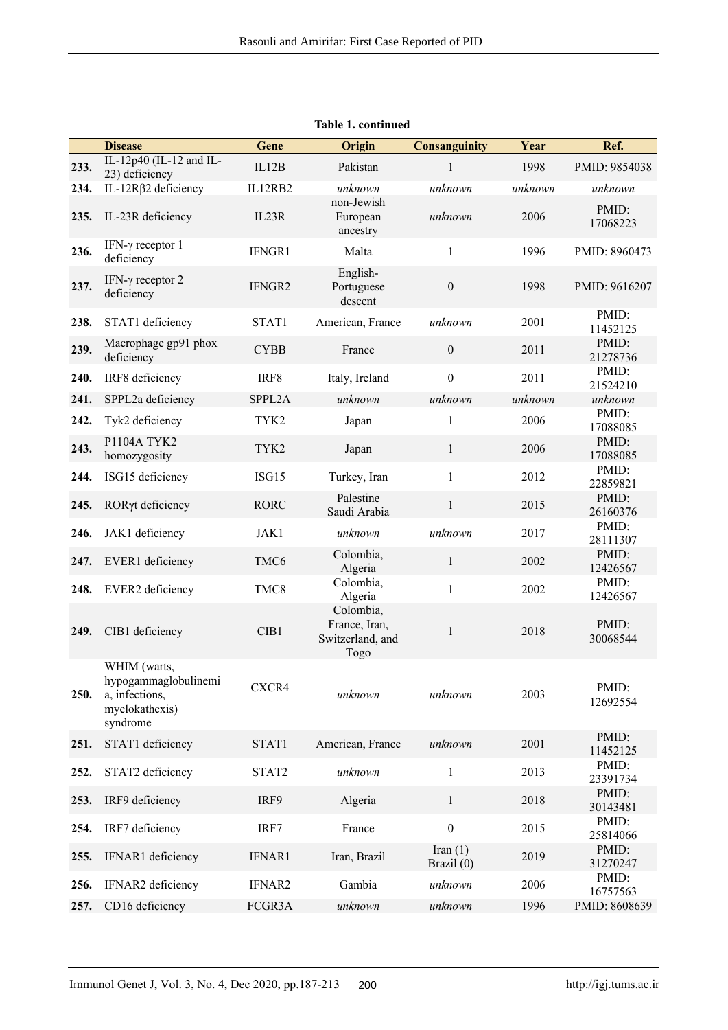**Table 1. continued**

| | Disease | Gene | Origin | Consanguinity | Year | Ref. |
|---|---|---|---|---|---|---|
| **233.** | IL-12p40 (IL-12 and IL-23) deficiency | IL12B | Pakistan | 1 | 1998 | PMID: 9854038 |
| **234.** | IL-12Rβ2 deficiency | IL12RB2 | *unknown* | *unknown* | *unknown* | *unknown* |
| **235.** | IL-23R deficiency | IL23R | non-Jewish European ancestry | *unknown* | 2006 | PMID: 17068223 |
| **236.** | IFN-γ receptor 1 deficiency | IFNGR1 | Malta | 1 | 1996 | PMID: 8960473 |
| **237.** | IFN-γ receptor 2 deficiency | IFNGR2 | English-Portuguese descent | 0 | 1998 | PMID: 9616207 |
| **238.** | STAT1 deficiency | STAT1 | American, France | *unknown* | 2001 | PMID: 11452125 |
| **239.** | Macrophage gp91 phox deficiency | CYBB | France | 0 | 2011 | PMID: 21278736 |
| **240.** | IRF8 deficiency | IRF8 | Italy, Ireland | 0 | 2011 | PMID: 21524210 |
| **241.** | SPPL2a deficiency | SPPL2A | *unknown* | *unknown* | *unknown* | *unknown* |
| **242.** | Tyk2 deficiency | TYK2 | Japan | 1 | 2006 | PMID: 17088085 |
| **243.** | P1104A TYK2 homozygosity | TYK2 | Japan | 1 | 2006 | PMID: 17088085 |
| **244.** | ISG15 deficiency | ISG15 | Turkey, Iran | 1 | 2012 | PMID: 22859821 |
| **245.** | RORγt deficiency | RORC | Palestine Saudi Arabia | 1 | 2015 | PMID: 26160376 |
| **246.** | JAK1 deficiency | JAK1 | *unknown* | *unknown* | 2017 | PMID: 28111307 |
| **247.** | EVER1 deficiency | TMC6 | Colombia, Algeria | 1 | 2002 | PMID: 12426567 |
| **248.** | EVER2 deficiency | TMC8 | Colombia, Algeria | 1 | 2002 | PMID: 12426567 |
| **249.** | CIB1 deficiency | CIB1 | Colombia, France, Iran, Switzerland, and Togo | 1 | 2018 | PMID: 30068544 |
| **250.** | WHIM (warts, hypogammaglobulinemia, infections, myelokathexis) syndrome | CXCR4 | *unknown* | *unknown* | 2003 | PMID: 12692554 |
| **251.** | STAT1 deficiency | STAT1 | American, France | *unknown* | 2001 | PMID: 11452125 |
| **252.** | STAT2 deficiency | STAT2 | *unknown* | 1 | 2013 | PMID: 23391734 |
| **253.** | IRF9 deficiency | IRF9 | Algeria | 1 | 2018 | PMID: 30143481 |
| **254.** | IRF7 deficiency | IRF7 | France | 0 | 2015 | PMID: 25814066 |
| **255.** | IFNAR1 deficiency | IFNAR1 | Iran, Brazil | Iran (1) Brazil (0) | 2019 | PMID: 31270247 |
| **256.** | IFNAR2 deficiency | IFNAR2 | Gambia | *unknown* | 2006 | PMID: 16757563 |
| **257.** | CD16 deficiency | FCGR3A | *unknown* | *unknown* | 1996 | PMID: 8608639 |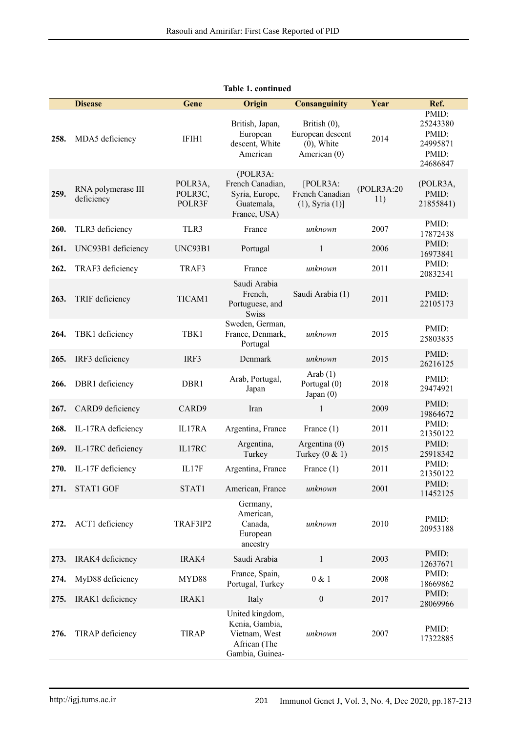**Table 1. continued**

| | Disease | Gene | Origin | Consanguinity | Year | Ref. |
|---|---|---|---|---|---|---|
| **258.** | MDA5 deficiency | IFIH1 | British, Japan, European descent, White American | British (0), European descent (0), White American (0) | 2014 | PMID: 25243380 PMID: 24995871 PMID: 24686847 |
| **259.** | RNA polymerase III deficiency | POLR3A, POLR3C, POLR3F | (POLR3A: French Canadian, Syria, Europe, Guatemala, France, USA) | [POLR3A: French Canadian (1), Syria (1)] | (POLR3A:2011) | (POLR3A, PMID: 21855841) |
| **260.** | TLR3 deficiency | TLR3 | France | *unknown* | 2007 | PMID: 17872438 |
| **261.** | UNC93B1 deficiency | UNC93B1 | Portugal | 1 | 2006 | PMID: 16973841 |
| **262.** | TRAF3 deficiency | TRAF3 | France | *unknown* | 2011 | PMID: 20832341 |
| **263.** | TRIF deficiency | TICAM1 | Saudi Arabia French, Portuguese, and Swiss | Saudi Arabia (1) | 2011 | PMID: 22105173 |
| **264.** | TBK1 deficiency | TBK1 | Sweden, German, France, Denmark, Portugal | *unknown* | 2015 | PMID: 25803835 |
| **265.** | IRF3 deficiency | IRF3 | Denmark | *unknown* | 2015 | PMID: 26216125 |
| **266.** | DBR1 deficiency | DBR1 | Arab, Portugal, Japan | Arab (1) Portugal (0) Japan (0) | 2018 | PMID: 29474921 |
| **267.** | CARD9 deficiency | CARD9 | Iran | 1 | 2009 | PMID: 19864672 |
| **268.** | IL-17RA deficiency | IL17RA | Argentina, France | France (1) | 2011 | PMID: 21350122 |
| **269.** | IL-17RC deficiency | IL17RC | Argentina, Turkey | Argentina (0) Turkey (0 & 1) | 2015 | PMID: 25918342 |
| **270.** | IL-17F deficiency | IL17F | Argentina, France | France (1) | 2011 | PMID: 21350122 |
| **271.** | STAT1 GOF | STAT1 | American, France | *unknown* | 2001 | PMID: 11452125 |
| **272.** | ACT1 deficiency | TRAF3IP2 | Germany, American, Canada, European ancestry | *unknown* | 2010 | PMID: 20953188 |
| **273.** | IRAK4 deficiency | IRAK4 | Saudi Arabia | 1 | 2003 | PMID: 12637671 |
| **274.** | MyD88 deficiency | MYD88 | France, Spain, Portugal, Turkey | 0 & 1 | 2008 | PMID: 18669862 |
| **275.** | IRAK1 deficiency | IRAK1 | Italy | 0 | 2017 | PMID: 28069966 |
| **276.** | TIRAP deficiency | TIRAP | United kingdom, Kenia, Gambia, Vietnam, West African (The Gambia, Guinea- | *unknown* | 2007 | PMID: 17322885 |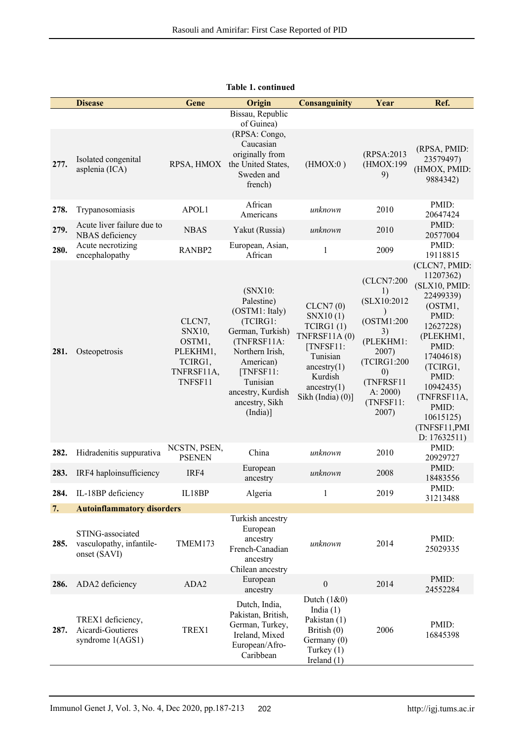**Table 1. continued**

| | Disease | Gene | Origin | Consanguinity | Year | Ref. |
|---|---|---|---|---|---|---|
| | | | Bissau, Republic of Guinea) | | | |
| **277.** | Isolated congenital asplenia (ICA) | RPSA, HMOX | (RPSA: Congo, Caucasian originally from the United States, Sweden and french) | (HMOX:0 ) | (RPSA:2013 (HMOX:1999) | (RPSA, PMID: 23579497) (HMOX, PMID: 9884342) |
| **278.** | Trypanosomiasis | APOL1 | African Americans | *unknown* | 2010 | PMID: 20647424 |
| **279.** | Acute liver failure due to NBAS deficiency | NBAS | Yakut (Russia) | *unknown* | 2010 | PMID: 20577004 |
| **280.** | Acute necrotizing encephalopathy | RANBP2 | European, Asian, African | 1 | 2009 | PMID: 19118815 |
| **281.** | Osteopetrosis | CLCN7, SNX10, OSTM1, PLEKHM1, TCIRG1, TNFRSF11A, TNFSF11 | (SNX10: Palestine) (OSTM1: Italy) (TCIRG1: German, Turkish) (TNFRSF11A: Northern Irish, American) [TNFSF11: Tunisian ancestry, Kurdish ancestry, Sikh (India)] | CLCN7 (0) SNX10 (1) TCIRG1 (1) TNFRSF11A (0) [TNFSF11: Tunisian ancestry(1) Kurdish ancestry(1) Sikh (India) (0)] | (CLCN7:2001) (SLX10:2012) (OSTM1:2003) (PLEKHM1: 2007) (TCIRG1:2000) (TNFRSF11A: 2000) (TNFSF11: 2007) | (CLCN7, PMID: 11207362) (SLX10, PMID: 22499339) (OSTM1, PMID: 12627228) (PLEKHM1, PMID: 17404618) (TCIRG1, PMID: 10942435) (TNFRSF11A, PMID: 10615125) (TNFSF11,PMID: 17632511) |
| **282.** | Hidradenitis suppurativa | NCSTN, PSEN, PSENEN | China | *unknown* | 2010 | PMID: 20929727 |
| **283.** | IRF4 haploinsufficiency | IRF4 | European ancestry | *unknown* | 2008 | PMID: 18483556 |
| **284.** | IL-18BP deficiency | IL18BP | Algeria | 1 | 2019 | PMID: 31213488 |
| **7.** | **Autoinflammatory disorders** | | | | | |
| **285.** | STING-associated vasculopathy, infantile-onset (SAVI) | TMEM173 | Turkish ancestry European ancestry French-Canadian ancestry Chilean ancestry | *unknown* | 2014 | PMID: 25029335 |
| **286.** | ADA2 deficiency | ADA2 | European ancestry | 0 | 2014 | PMID: 24552284 |
| **287.** | TREX1 deficiency, Aicardi-Goutieres syndrome 1(AGS1) | TREX1 | Dutch, India, Pakistan, British, German, Turkey, Ireland, Mixed European/Afro-Caribbean | Dutch (1&0) India (1) Pakistan (1) British (0) Germany (0) Turkey (1) Ireland (1) | 2006 | PMID: 16845398 |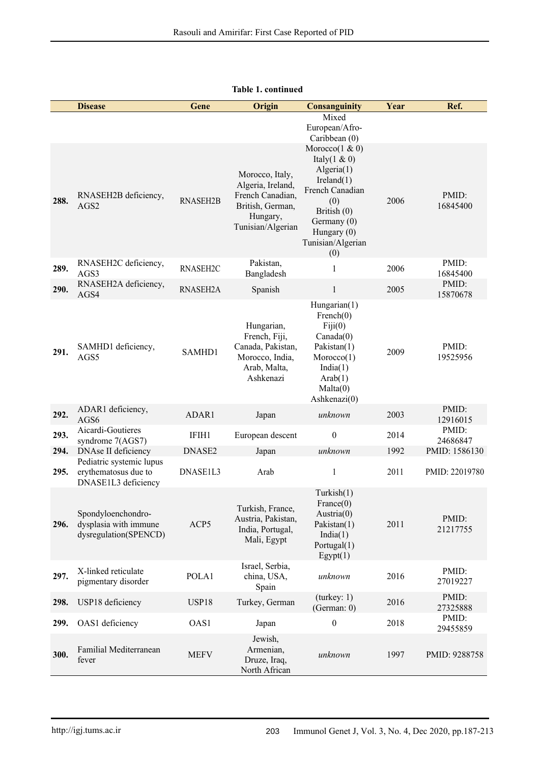**Table 1. continued**

| | Disease | Gene | Origin | Consanguinity | Year | Ref. |
|---|---|---|---|---|---|---|
| | | | | Mixed European/Afro-Caribbean (0) | | |
| **288.** | RNASEH2B deficiency, AGS2 | RNASEH2B | Morocco, Italy, Algeria, Ireland, French Canadian, British, German, Hungary, Tunisian/Algerian | Morocco(1 & 0) Italy(1 & 0) Algeria(1) Ireland(1) French Canadian (0) British (0) Germany (0) Hungary (0) Tunisian/Algerian (0) | 2006 | PMID: 16845400 |
| **289.** | RNASEH2C deficiency, AGS3 | RNASEH2C | Pakistan, Bangladesh | 1 | 2006 | PMID: 16845400 |
| **290.** | RNASEH2A deficiency, AGS4 | RNASEH2A | Spanish | 1 | 2005 | PMID: 15870678 |
| **291.** | SAMHD1 deficiency, AGS5 | SAMHD1 | Hungarian, French, Fiji, Canada, Pakistan, Morocco, India, Arab, Malta, Ashkenazi | Hungarian(1) French(0) Fiji(0) Canada(0) Pakistan(1) Morocco(1) India(1) Arab(1) Malta(0) Ashkenazi(0) | 2009 | PMID: 19525956 |
| **292.** | ADAR1 deficiency, AGS6 | ADAR1 | Japan | *unknown* | 2003 | PMID: 12916015 |
| **293.** | Aicardi-Goutieres syndrome 7(AGS7) | IFIH1 | European descent | 0 | 2014 | PMID: 24686847 |
| **294.** | DNAse II deficiency | DNASE2 | Japan | *unknown* | 1992 | PMID: 1586130 |
| **295.** | Pediatric systemic lupus erythematosus due to DNASE1L3 deficiency | DNASE1L3 | Arab | 1 | 2011 | PMID: 22019780 |
| **296.** | Spondyloenchondro-dysplasia with immune dysregulation(SPENCD) | ACP5 | Turkish, France, Austria, Pakistan, India, Portugal, Mali, Egypt | Turkish(1) France(0) Austria(0) Pakistan(1) India(1) Portugal(1) Egypt(1) | 2011 | PMID: 21217755 |
| **297.** | X-linked reticulate pigmentary disorder | POLA1 | Israel, Serbia, china, USA, Spain | *unknown* | 2016 | PMID: 27019227 |
| **298.** | USP18 deficiency | USP18 | Turkey, German | (turkey: 1) (German: 0) | 2016 | PMID: 27325888 |
| **299.** | OAS1 deficiency | OAS1 | Japan | 0 | 2018 | PMID: 29455859 |
| **300.** | Familial Mediterranean fever | MEFV | Jewish, Armenian, Druze, Iraq, North African | *unknown* | 1997 | PMID: 9288758 |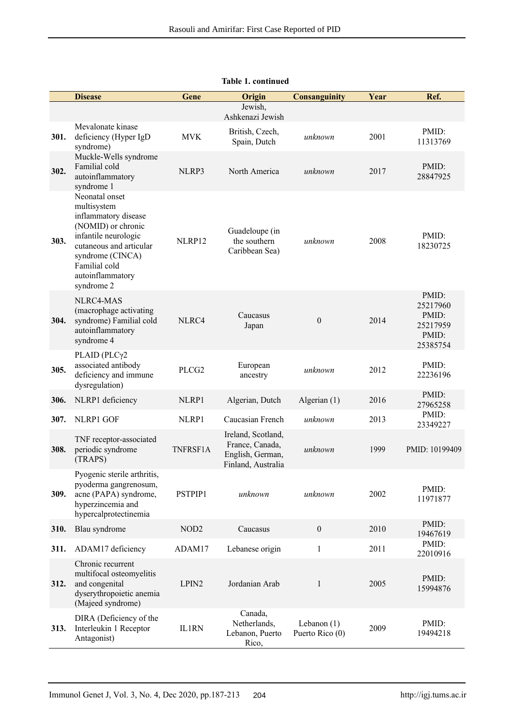**Table 1. continued**

| | Disease | Gene | Origin | Consanguinity | Year | Ref. |
|---|---|---|---|---|---|---|
| | | | Jewish, Ashkenazi Jewish | | | |
| **301.** | Mevalonate kinase deficiency (Hyper IgD syndrome) | MVK | British, Czech, Spain, Dutch | *unknown* | 2001 | PMID: 11313769 |
| **302.** | Muckle-Wells syndrome Familial cold autoinflammatory syndrome 1 | NLRP3 | North America | *unknown* | 2017 | PMID: 28847925 |
| **303.** | Neonatal onset multisystem inflammatory disease (NOMID) or chronic infantile neurologic cutaneous and articular syndrome (CINCA) Familial cold autoinflammatory syndrome 2 | NLRP12 | Guadeloupe (in the southern Caribbean Sea) | *unknown* | 2008 | PMID: 18230725 |
| **304.** | NLRC4-MAS (macrophage activating syndrome) Familial cold autoinflammatory syndrome 4 | NLRC4 | Caucasus Japan | 0 | 2014 | PMID: 25217960 PMID: 25217959 PMID: 25385754 |
| **305.** | PLAID (PLCγ2 associated antibody deficiency and immune dysregulation) | PLCG2 | European ancestry | *unknown* | 2012 | PMID: 22236196 |
| **306.** | NLRP1 deficiency | NLRP1 | Algerian, Dutch | Algerian (1) | 2016 | PMID: 27965258 |
| **307.** | NLRP1 GOF | NLRP1 | Caucasian French | *unknown* | 2013 | PMID: 23349227 |
| **308.** | TNF receptor-associated periodic syndrome (TRAPS) | TNFRSF1A | Ireland, Scotland, France, Canada, English, German, Finland, Australia | *unknown* | 1999 | PMID: 10199409 |
| **309.** | Pyogenic sterile arthritis, pyoderma gangrenosum, acne (PAPA) syndrome, hyperzincemia and hypercalprotectinemia | PSTPIP1 | *unknown* | *unknown* | 2002 | PMID: 11971877 |
| **310.** | Blau syndrome | NOD2 | Caucasus | 0 | 2010 | PMID: 19467619 |
| **311.** | ADAM17 deficiency | ADAM17 | Lebanese origin | 1 | 2011 | PMID: 22010916 |
| **312.** | Chronic recurrent multifocal osteomyelitis and congenital dyserythropoietic anemia (Majeed syndrome) | LPIN2 | Jordanian Arab | 1 | 2005 | PMID: 15994876 |
| **313.** | DIRA (Deficiency of the Interleukin 1 Receptor Antagonist) | IL1RN | Canada, Netherlands, Lebanon, Puerto Rico, | Lebanon (1) Puerto Rico (0) | 2009 | PMID: 19494218 |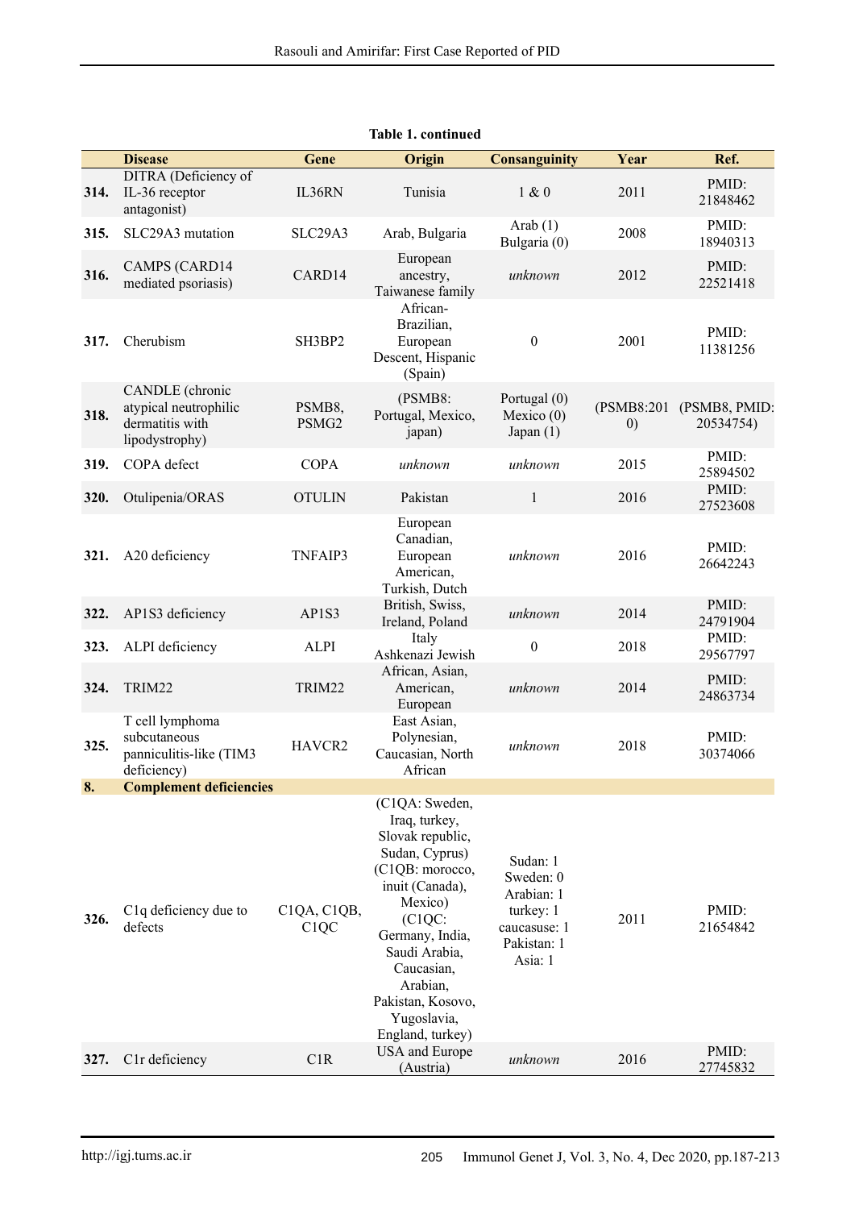**Table 1. continued**

| | Disease | Gene | Origin | Consanguinity | Year | Ref. |
|---|---|---|---|---|---|---|
| **314.** | DITRA (Deficiency of IL-36 receptor antagonist) | IL36RN | Tunisia | 1 & 0 | 2011 | PMID: 21848462 |
| **315.** | SLC29A3 mutation | SLC29A3 | Arab, Bulgaria | Arab (1) Bulgaria (0) | 2008 | PMID: 18940313 |
| **316.** | CAMPS (CARD14 mediated psoriasis) | CARD14 | European ancestry, Taiwanese family | *unknown* | 2012 | PMID: 22521418 |
| **317.** | Cherubism | SH3BP2 | African-Brazilian, European Descent, Hispanic (Spain) | 0 | 2001 | PMID: 11381256 |
| **318.** | CANDLE (chronic atypical neutrophilic dermatitis with lipodystrophy) | PSMB8, PSMG2 | (PSMB8: Portugal, Mexico, japan) | Portugal (0) Mexico (0) Japan (1) | (PSMB8:2010) | (PSMB8, PMID: 20534754) |
| **319.** | COPA defect | COPA | *unknown* | *unknown* | 2015 | PMID: 25894502 |
| **320.** | Otulipenia/ORAS | OTULIN | Pakistan | 1 | 2016 | PMID: 27523608 |
| **321.** | A20 deficiency | TNFAIP3 | European Canadian, European American, Turkish, Dutch | *unknown* | 2016 | PMID: 26642243 |
| **322.** | AP1S3 deficiency | AP1S3 | British, Swiss, Ireland, Poland | *unknown* | 2014 | PMID: 24791904 |
| **323.** | ALPI deficiency | ALPI | Italy Ashkenazi Jewish | 0 | 2018 | PMID: 29567797 |
| **324.** | TRIM22 | TRIM22 | African, Asian, American, European | *unknown* | 2014 | PMID: 24863734 |
| **325.** | T cell lymphoma subcutaneous panniculitis-like (TIM3 deficiency) | HAVCR2 | East Asian, Polynesian, Caucasian, North African | *unknown* | 2018 | PMID: 30374066 |
| **8.** | **Complement deficiencies** | | | | | |
| **326.** | C1q deficiency due to defects | C1QA, C1QB, C1QC | (C1QA: Sweden, Iraq, turkey, Slovak republic, Sudan, Cyprus) (C1QB: morocco, inuit (Canada), Mexico) (C1QC: Germany, India, Saudi Arabia, Caucasian, Arabian, Pakistan, Kosovo, Yugoslavia, England, turkey) | Sudan: 1 Sweden: 0 Arabian: 1 turkey: 1 caucasuse: 1 Pakistan: 1 Asia: 1 | 2011 | PMID: 21654842 |
| **327.** | C1r deficiency | C1R | USA and Europe (Austria) | *unknown* | 2016 | PMID: 27745832 |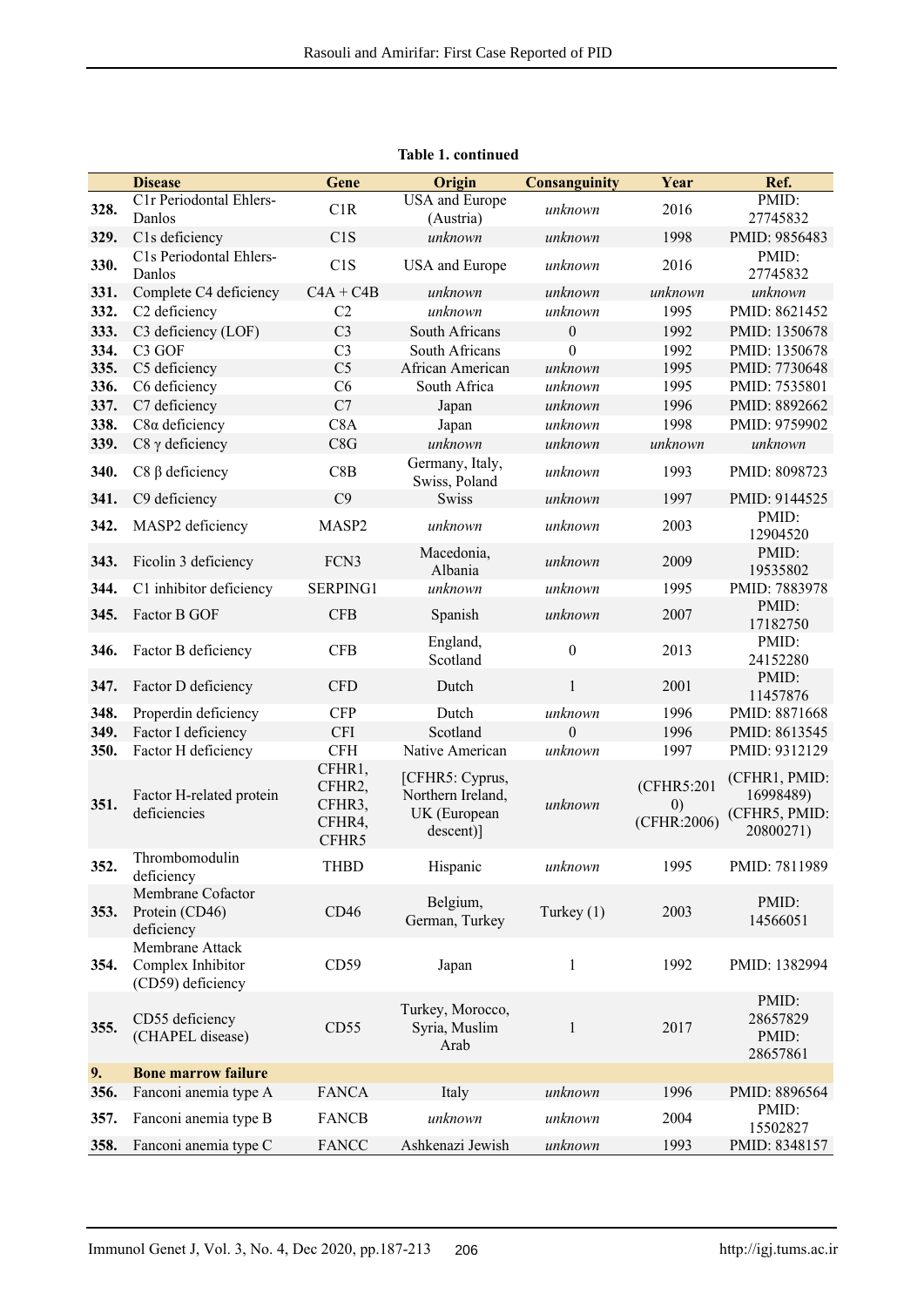**Table 1. continued**

| | Disease | Gene | Origin | Consanguinity | Year | Ref. |
|---|---|---|---|---|---|---|
| **328.** | C1r Periodontal Ehlers-Danlos | C1R | USA and Europe (Austria) | *unknown* | 2016 | PMID: 27745832 |
| **329.** | C1s deficiency | C1S | *unknown* | *unknown* | 1998 | PMID: 9856483 |
| **330.** | C1s Periodontal Ehlers-Danlos | C1S | USA and Europe | *unknown* | 2016 | PMID: 27745832 |
| **331.** | Complete C4 deficiency | C4A + C4B | *unknown* | *unknown* | *unknown* | *unknown* |
| **332.** | C2 deficiency | C2 | *unknown* | *unknown* | 1995 | PMID: 8621452 |
| **333.** | C3 deficiency (LOF) | C3 | South Africans | 0 | 1992 | PMID: 1350678 |
| **334.** | C3 GOF | C3 | South Africans | 0 | 1992 | PMID: 1350678 |
| **335.** | C5 deficiency | C5 | African American | *unknown* | 1995 | PMID: 7730648 |
| **336.** | C6 deficiency | C6 | South Africa | *unknown* | 1995 | PMID: 7535801 |
| **337.** | C7 deficiency | C7 | Japan | *unknown* | 1996 | PMID: 8892662 |
| **338.** | C8α deficiency | C8A | Japan | *unknown* | 1998 | PMID: 9759902 |
| **339.** | C8 γ deficiency | C8G | *unknown* | *unknown* | *unknown* | *unknown* |
| **340.** | C8 β deficiency | C8B | Germany, Italy, Swiss, Poland | *unknown* | 1993 | PMID: 8098723 |
| **341.** | C9 deficiency | C9 | Swiss | *unknown* | 1997 | PMID: 9144525 |
| **342.** | MASP2 deficiency | MASP2 | *unknown* | *unknown* | 2003 | PMID: 12904520 |
| **343.** | Ficolin 3 deficiency | FCN3 | Macedonia, Albania | *unknown* | 2009 | PMID: 19535802 |
| **344.** | C1 inhibitor deficiency | SERPING1 | *unknown* | *unknown* | 1995 | PMID: 7883978 |
| **345.** | Factor B GOF | CFB | Spanish | *unknown* | 2007 | PMID: 17182750 |
| **346.** | Factor B deficiency | CFB | England, Scotland | 0 | 2013 | PMID: 24152280 |
| **347.** | Factor D deficiency | CFD | Dutch | 1 | 2001 | PMID: 11457876 |
| **348.** | Properdin deficiency | CFP | Dutch | *unknown* | 1996 | PMID: 8871668 |
| **349.** | Factor I deficiency | CFI | Scotland | 0 | 1996 | PMID: 8613545 |
| **350.** | Factor H deficiency | CFH | Native American | *unknown* | 1997 | PMID: 9312129 |
| **351.** | Factor H-related protein deficiencies | CFHR1, CFHR2, CFHR3, CFHR4, CFHR5 | [CFHR5: Cyprus, Northern Ireland, UK (European descent)] | *unknown* | (CFHR5:2010) (CFHR:2006) | (CFHR1, PMID: 16998489) (CFHR5, PMID: 20800271) |
| **352.** | Thrombomodulin deficiency | THBD | Hispanic | *unknown* | 1995 | PMID: 7811989 |
| **353.** | Membrane Cofactor Protein (CD46) deficiency | CD46 | Belgium, German, Turkey | Turkey (1) | 2003 | PMID: 14566051 |
| **354.** | Membrane Attack Complex Inhibitor (CD59) deficiency | CD59 | Japan | 1 | 1992 | PMID: 1382994 |
| **355.** | CD55 deficiency (CHAPEL disease) | CD55 | Turkey, Morocco, Syria, Muslim Arab | 1 | 2017 | PMID: 28657829 PMID: 28657861 |
| **9.** | **Bone marrow failure** | | | | | |
| **356.** | Fanconi anemia type A | FANCA | Italy | *unknown* | 1996 | PMID: 8896564 |
| **357.** | Fanconi anemia type B | FANCB | *unknown* | *unknown* | 2004 | PMID: 15502827 |
| **358.** | Fanconi anemia type C | FANCC | Ashkenazi Jewish | *unknown* | 1993 | PMID: 8348157 |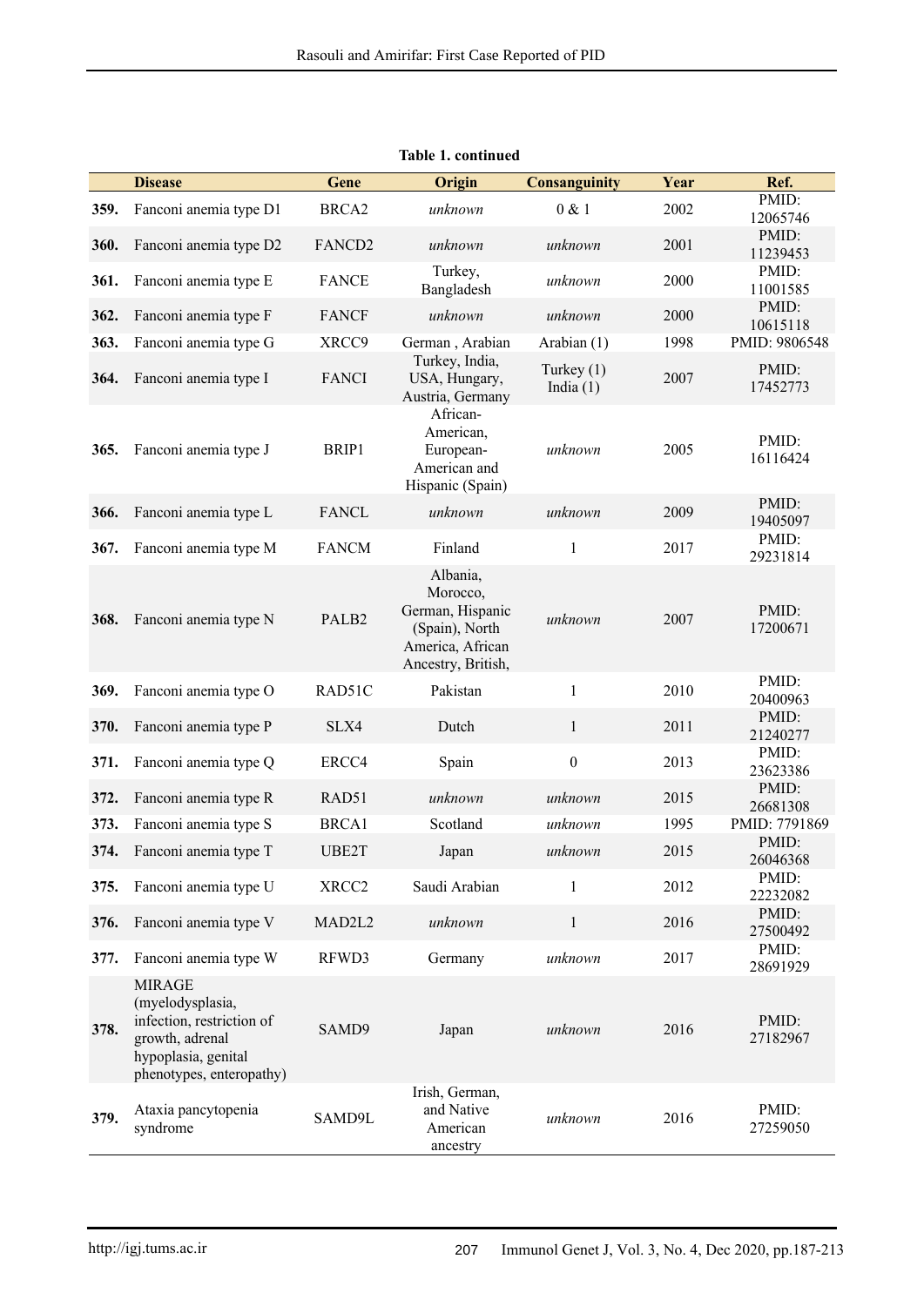**Table 1. continued**

| | Disease | Gene | Origin | Consanguinity | Year | Ref. |
|---|---|---|---|---|---|---|
| **359.** | Fanconi anemia type D1 | BRCA2 | *unknown* | 0 & 1 | 2002 | PMID: 12065746 |
| **360.** | Fanconi anemia type D2 | FANCD2 | *unknown* | *unknown* | 2001 | PMID: 11239453 |
| **361.** | Fanconi anemia type E | FANCE | Turkey, Bangladesh | *unknown* | 2000 | PMID: 11001585 |
| **362.** | Fanconi anemia type F | FANCF | *unknown* | *unknown* | 2000 | PMID: 10615118 |
| **363.** | Fanconi anemia type G | XRCC9 | German , Arabian | Arabian (1) | 1998 | PMID: 9806548 |
| **364.** | Fanconi anemia type I | FANCI | Turkey, India, USA, Hungary, Austria, Germany | Turkey (1) India (1) | 2007 | PMID: 17452773 |
| **365.** | Fanconi anemia type J | BRIP1 | African-American, European-American and Hispanic (Spain) | *unknown* | 2005 | PMID: 16116424 |
| **366.** | Fanconi anemia type L | FANCL | *unknown* | *unknown* | 2009 | PMID: 19405097 |
| **367.** | Fanconi anemia type M | FANCM | Finland | 1 | 2017 | PMID: 29231814 |
| **368.** | Fanconi anemia type N | PALB2 | Albania, Morocco, German, Hispanic (Spain), North America, African Ancestry, British, | *unknown* | 2007 | PMID: 17200671 |
| **369.** | Fanconi anemia type O | RAD51C | Pakistan | 1 | 2010 | PMID: 20400963 |
| **370.** | Fanconi anemia type P | SLX4 | Dutch | 1 | 2011 | PMID: 21240277 |
| **371.** | Fanconi anemia type Q | ERCC4 | Spain | 0 | 2013 | PMID: 23623386 |
| **372.** | Fanconi anemia type R | RAD51 | *unknown* | *unknown* | 2015 | PMID: 26681308 |
| **373.** | Fanconi anemia type S | BRCA1 | Scotland | *unknown* | 1995 | PMID: 7791869 |
| **374.** | Fanconi anemia type T | UBE2T | Japan | *unknown* | 2015 | PMID: 26046368 |
| **375.** | Fanconi anemia type U | XRCC2 | Saudi Arabian | 1 | 2012 | PMID: 22232082 |
| **376.** | Fanconi anemia type V | MAD2L2 | *unknown* | 1 | 2016 | PMID: 27500492 |
| **377.** | Fanconi anemia type W | RFWD3 | Germany | *unknown* | 2017 | PMID: 28691929 |
| **378.** | MIRAGE (myelodysplasia, infection, restriction of growth, adrenal hypoplasia, genital phenotypes, enteropathy) | SAMD9 | Japan | *unknown* | 2016 | PMID: 27182967 |
| **379.** | Ataxia pancytopenia syndrome | SAMD9L | Irish, German, and Native American ancestry | *unknown* | 2016 | PMID: 27259050 |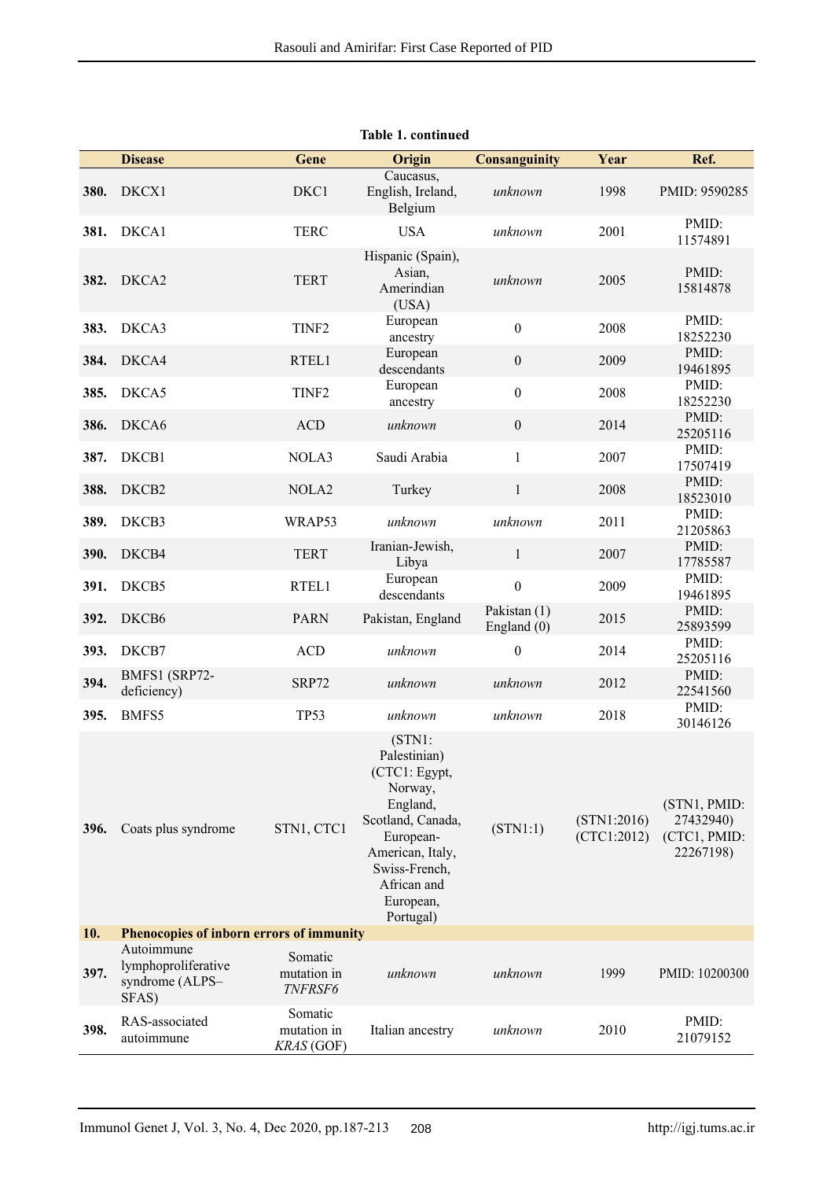**Table 1. continued**

| | Disease | Gene | Origin | Consanguinity | Year | Ref. |
|---|---|---|---|---|---|---|
| **380.** | DKCX1 | DKC1 | Caucasus, English, Ireland, Belgium | *unknown* | 1998 | PMID: 9590285 |
| **381.** | DKCA1 | TERC | USA | *unknown* | 2001 | PMID: 11574891 |
| **382.** | DKCA2 | TERT | Hispanic (Spain), Asian, Amerindian (USA) | *unknown* | 2005 | PMID: 15814878 |
| **383.** | DKCA3 | TINF2 | European ancestry | 0 | 2008 | PMID: 18252230 |
| **384.** | DKCA4 | RTEL1 | European descendants | 0 | 2009 | PMID: 19461895 |
| **385.** | DKCA5 | TINF2 | European ancestry | 0 | 2008 | PMID: 18252230 |
| **386.** | DKCA6 | ACD | *unknown* | 0 | 2014 | PMID: 25205116 |
| **387.** | DKCB1 | NOLA3 | Saudi Arabia | 1 | 2007 | PMID: 17507419 |
| **388.** | DKCB2 | NOLA2 | Turkey | 1 | 2008 | PMID: 18523010 |
| **389.** | DKCB3 | WRAP53 | *unknown* | *unknown* | 2011 | PMID: 21205863 |
| **390.** | DKCB4 | TERT | Iranian-Jewish, Libya | 1 | 2007 | PMID: 17785587 |
| **391.** | DKCB5 | RTEL1 | European descendants | 0 | 2009 | PMID: 19461895 |
| **392.** | DKCB6 | PARN | Pakistan, England | Pakistan (1) England (0) | 2015 | PMID: 25893599 |
| **393.** | DKCB7 | ACD | *unknown* | 0 | 2014 | PMID: 25205116 |
| **394.** | BMFS1 (SRP72-deficiency) | SRP72 | *unknown* | *unknown* | 2012 | PMID: 22541560 |
| **395.** | BMFS5 | TP53 | *unknown* | *unknown* | 2018 | PMID: 30146126 |
| **396.** | Coats plus syndrome | STN1, CTC1 | (STN1: Palestinian) (CTC1: Egypt, Norway, England, Scotland, Canada, European-American, Italy, Swiss-French, African and European, Portugal) | (STN1:1) | (STN1:2016) (CTC1:2012) | (STN1, PMID: 27432940) (CTC1, PMID: 22267198) |
| **10.** | **Phenocopies of inborn errors of immunity** | | | | | |
| **397.** | Autoimmune lymphoproliferative syndrome (ALPS–SFAS) | Somatic mutation in *TNFRSF6* | *unknown* | *unknown* | 1999 | PMID: 10200300 |
| **398.** | RAS-associated autoimmune | Somatic mutation in *KRAS* (GOF) | Italian ancestry | *unknown* | 2010 | PMID: 21079152 |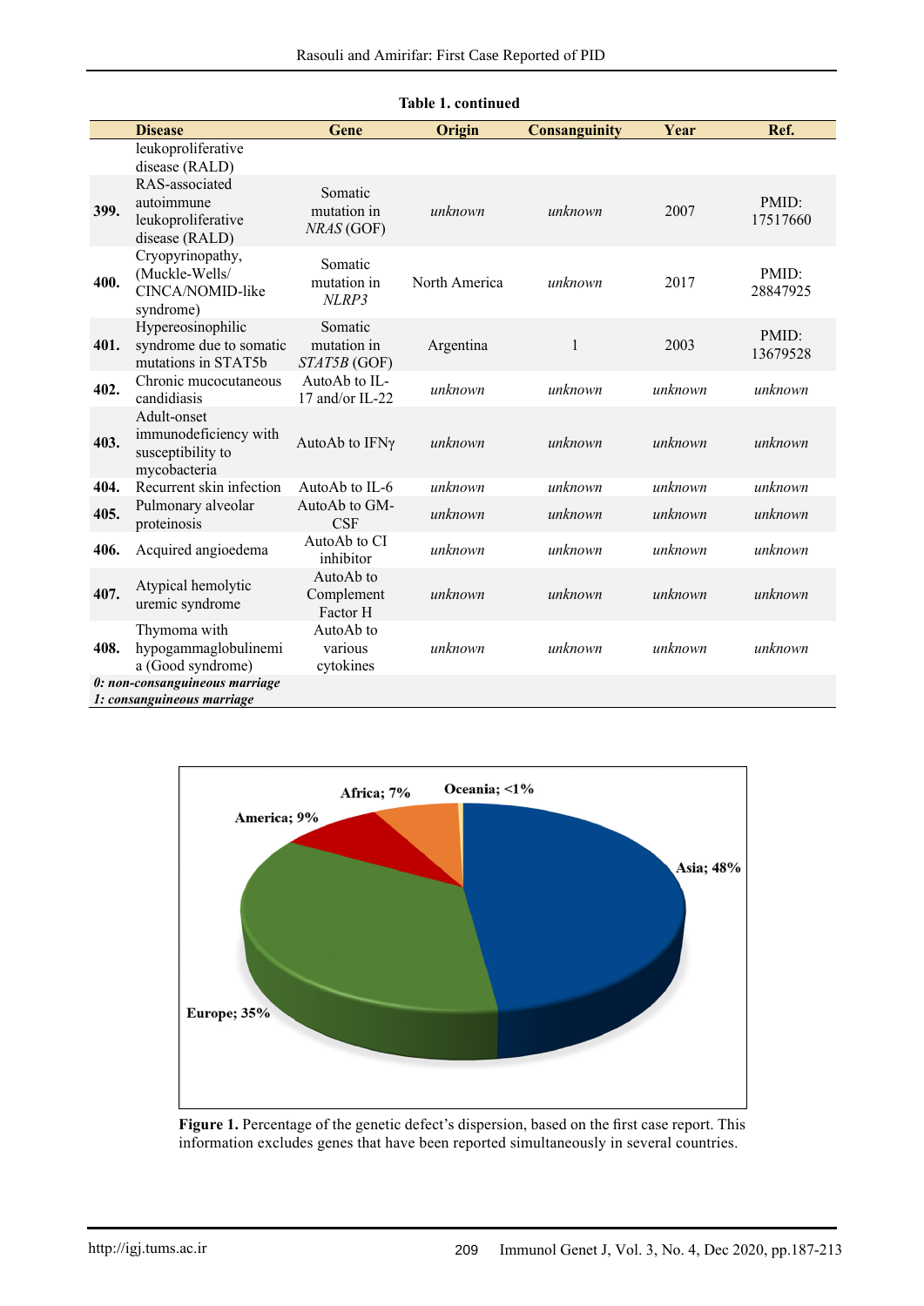**Table 1. continued**

| | Disease | Gene | Origin | Consanguinity | Year | Ref. |
|---|---|---|---|---|---|---|
| | leukoproliferative disease (RALD) | | | | | |
| **399.** | RAS-associated autoimmune leukoproliferative disease (RALD) | Somatic mutation in *NRAS* (GOF) | *unknown* | *unknown* | 2007 | PMID: 17517660 |
| **400.** | Cryopyrinopathy, (Muckle-Wells/ CINCA/NOMID-like syndrome) | Somatic mutation in *NLRP3* | North America | *unknown* | 2017 | PMID: 28847925 |
| **401.** | Hypereosinophilic syndrome due to somatic mutations in STAT5b | Somatic mutation in *STAT5B* (GOF) | Argentina | 1 | 2003 | PMID: 13679528 |
| **402.** | Chronic mucocutaneous candidiasis | AutoAb to IL-17 and/or IL-22 | *unknown* | *unknown* | *unknown* | *unknown* |
| **403.** | Adult-onset immunodeficiency with susceptibility to mycobacteria | AutoAb to IFNγ | *unknown* | *unknown* | *unknown* | *unknown* |
| **404.** | Recurrent skin infection | AutoAb to IL-6 | *unknown* | *unknown* | *unknown* | *unknown* |
| **405.** | Pulmonary alveolar proteinosis | AutoAb to GM-CSF | *unknown* | *unknown* | *unknown* | *unknown* |
| **406.** | Acquired angioedema | AutoAb to CI inhibitor | *unknown* | *unknown* | *unknown* | *unknown* |
| **407.** | Atypical hemolytic uremic syndrome | AutoAb to Complement Factor H | *unknown* | *unknown* | *unknown* | *unknown* |
| **408.** | Thymoma with hypogammaglobulinemia (Good syndrome) | AutoAb to various cytokines | *unknown* | *unknown* | *unknown* | *unknown* |

***0: non-consanguineous marriage***
***1: consanguineous marriage***

**Figure 1.** Percentage of the genetic defect's dispersion, based on the first case report. This information excludes genes that have been reported simultaneously in several countries.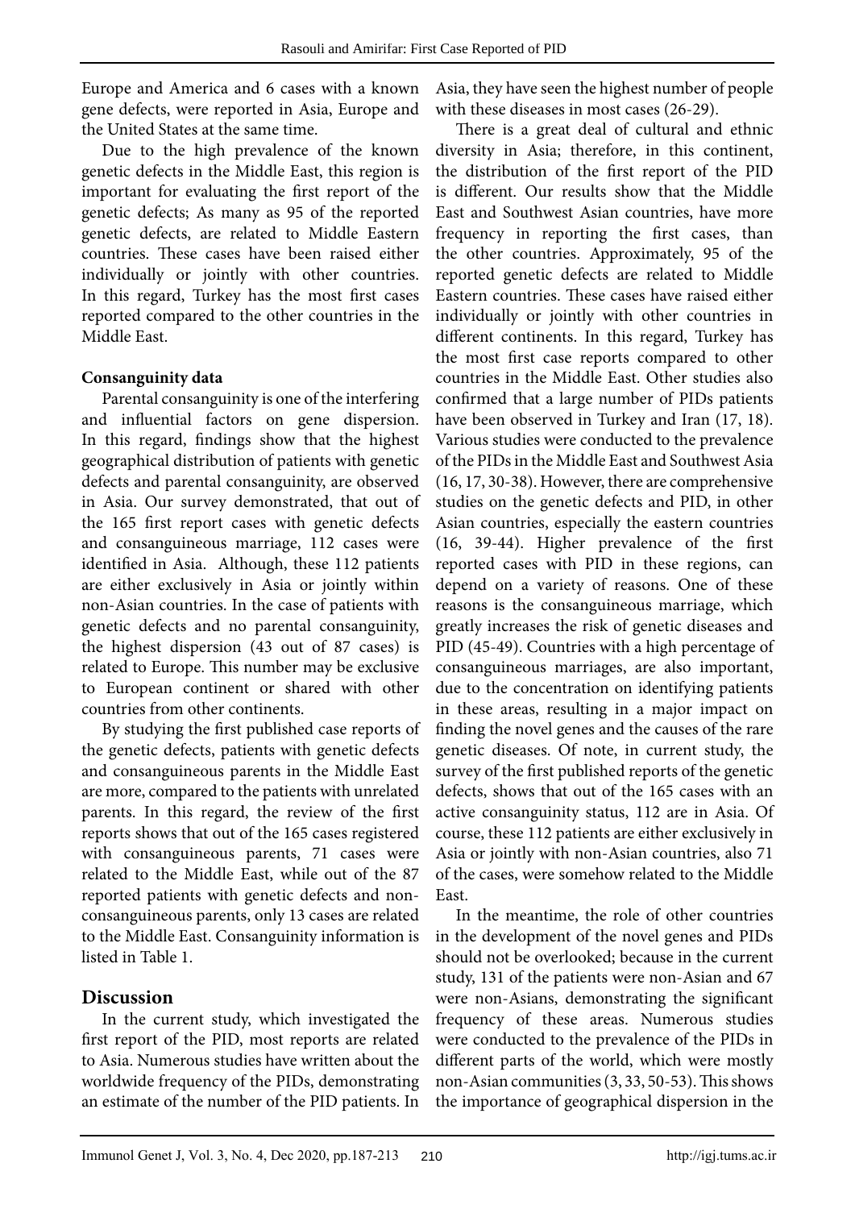Europe and America and 6 cases with a known gene defects, were reported in Asia, Europe and the United States at the same time.

Due to the high prevalence of the known genetic defects in the Middle East, this region is important for evaluating the first report of the genetic defects; As many as 95 of the reported genetic defects, are related to Middle Eastern countries. These cases have been raised either individually or jointly with other countries. In this regard, Turkey has the most first cases reported compared to the other countries in the Middle East.

**Consanguinity data**

Parental consanguinity is one of the interfering and influential factors on gene dispersion. In this regard, findings show that the highest geographical distribution of patients with genetic defects and parental consanguinity, are observed in Asia. Our survey demonstrated, that out of the 165 first report cases with genetic defects and consanguineous marriage, 112 cases were identified in Asia. Although, these 112 patients are either exclusively in Asia or jointly within non-Asian countries. In the case of patients with genetic defects and no parental consanguinity, the highest dispersion (43 out of 87 cases) is related to Europe. This number may be exclusive to European continent or shared with other countries from other continents.

By studying the first published case reports of the genetic defects, patients with genetic defects and consanguineous parents in the Middle East are more, compared to the patients with unrelated parents. In this regard, the review of the first reports shows that out of the 165 cases registered with consanguineous parents, 71 cases were related to the Middle East, while out of the 87 reported patients with genetic defects and non-consanguineous parents, only 13 cases are related to the Middle East. Consanguinity information is listed in Table 1.

## Discussion

In the current study, which investigated the first report of the PID, most reports are related to Asia. Numerous studies have written about the worldwide frequency of the PIDs, demonstrating an estimate of the number of the PID patients. In Asia, they have seen the highest number of people with these diseases in most cases (26-29).

There is a great deal of cultural and ethnic diversity in Asia; therefore, in this continent, the distribution of the first report of the PID is different. Our results show that the Middle East and Southwest Asian countries, have more frequency in reporting the first cases, than the other countries. Approximately, 95 of the reported genetic defects are related to Middle Eastern countries. These cases have raised either individually or jointly with other countries in different continents. In this regard, Turkey has the most first case reports compared to other countries in the Middle East. Other studies also confirmed that a large number of PIDs patients have been observed in Turkey and Iran (17, 18). Various studies were conducted to the prevalence of the PIDs in the Middle East and Southwest Asia (16, 17, 30-38). However, there are comprehensive studies on the genetic defects and PID, in other Asian countries, especially the eastern countries (16, 39-44). Higher prevalence of the first reported cases with PID in these regions, can depend on a variety of reasons. One of these reasons is the consanguineous marriage, which greatly increases the risk of genetic diseases and PID (45-49). Countries with a high percentage of consanguineous marriages, are also important, due to the concentration on identifying patients in these areas, resulting in a major impact on finding the novel genes and the causes of the rare genetic diseases. Of note, in current study, the survey of the first published reports of the genetic defects, shows that out of the 165 cases with an active consanguinity status, 112 are in Asia. Of course, these 112 patients are either exclusively in Asia or jointly with non-Asian countries, also 71 of the cases, were somehow related to the Middle East.

In the meantime, the role of other countries in the development of the novel genes and PIDs should not be overlooked; because in the current study, 131 of the patients were non-Asian and 67 were non-Asians, demonstrating the significant frequency of these areas. Numerous studies were conducted to the prevalence of the PIDs in different parts of the world, which were mostly non-Asian communities (3, 33, 50-53). This shows the importance of geographical dispersion in the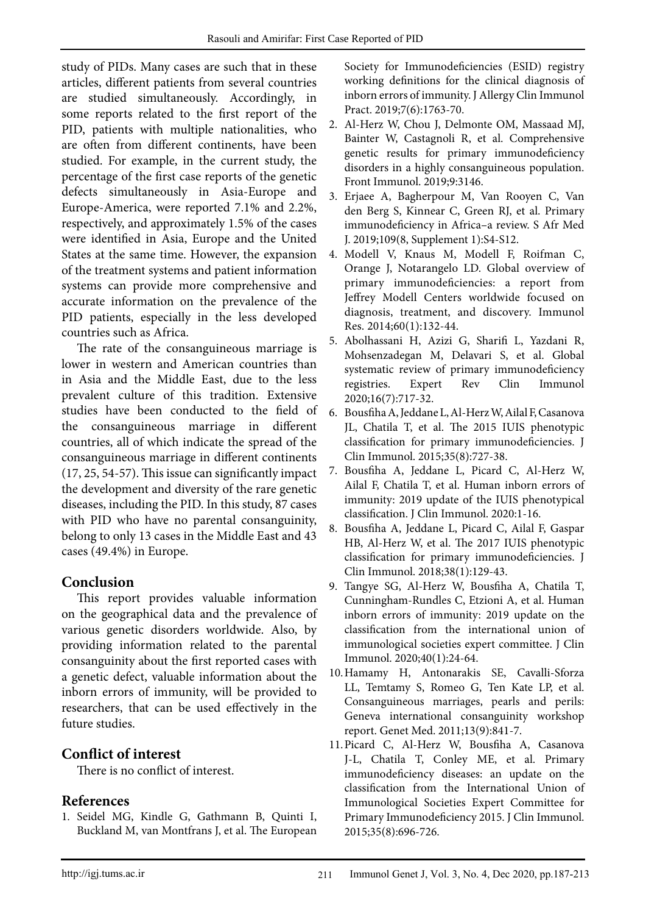study of PIDs. Many cases are such that in these articles, different patients from several countries are studied simultaneously. Accordingly, in some reports related to the first report of the PID, patients with multiple nationalities, who are often from different continents, have been studied. For example, in the current study, the percentage of the first case reports of the genetic defects simultaneously in Asia-Europe and Europe-America, were reported 7.1% and 2.2%, respectively, and approximately 1.5% of the cases were identified in Asia, Europe and the United States at the same time. However, the expansion of the treatment systems and patient information systems can provide more comprehensive and accurate information on the prevalence of the PID patients, especially in the less developed countries such as Africa.

The rate of the consanguineous marriage is lower in western and American countries than in Asia and the Middle East, due to the less prevalent culture of this tradition. Extensive studies have been conducted to the field of the consanguineous marriage in different countries, all of which indicate the spread of the consanguineous marriage in different continents (17, 25, 54-57). This issue can significantly impact the development and diversity of the rare genetic diseases, including the PID. In this study, 87 cases with PID who have no parental consanguinity, belong to only 13 cases in the Middle East and 43 cases (49.4%) in Europe.

## Conclusion

This report provides valuable information on the geographical data and the prevalence of various genetic disorders worldwide. Also, by providing information related to the parental consanguinity about the first reported cases with a genetic defect, valuable information about the inborn errors of immunity, will be provided to researchers, that can be used effectively in the future studies.

## Conflict of interest

There is no conflict of interest.

## References

1. Seidel MG, Kindle G, Gathmann B, Quinti I, Buckland M, van Montfrans J, et al. The European Society for Immunodeficiencies (ESID) registry working definitions for the clinical diagnosis of inborn errors of immunity. J Allergy Clin Immunol Pract. 2019;7(6):1763-70.
2. Al-Herz W, Chou J, Delmonte OM, Massaad MJ, Bainter W, Castagnoli R, et al. Comprehensive genetic results for primary immunodeficiency disorders in a highly consanguineous population. Front Immunol. 2019;9:3146.
3. Erjaee A, Bagherpour M, Van Rooyen C, Van den Berg S, Kinnear C, Green RJ, et al. Primary immunodeficiency in Africa–a review. S Afr Med J. 2019;109(8, Supplement 1):S4-S12.
4. Modell V, Knaus M, Modell F, Roifman C, Orange J, Notarangelo LD. Global overview of primary immunodeficiencies: a report from Jeffrey Modell Centers worldwide focused on diagnosis, treatment, and discovery. Immunol Res. 2014;60(1):132-44.
5. Abolhassani H, Azizi G, Sharifi L, Yazdani R, Mohsenzadegan M, Delavari S, et al. Global systematic review of primary immunodeficiency registries. Expert Rev Clin Immunol 2020;16(7):717-32.
6. Bousfiha A, Jeddane L, Al-Herz W, Ailal F, Casanova JL, Chatila T, et al. The 2015 IUIS phenotypic classification for primary immunodeficiencies. J Clin Immunol. 2015;35(8):727-38.
7. Bousfiha A, Jeddane L, Picard C, Al-Herz W, Ailal F, Chatila T, et al. Human inborn errors of immunity: 2019 update of the IUIS phenotypical classification. J Clin Immunol. 2020:1-16.
8. Bousfiha A, Jeddane L, Picard C, Ailal F, Gaspar HB, Al-Herz W, et al. The 2017 IUIS phenotypic classification for primary immunodeficiencies. J Clin Immunol. 2018;38(1):129-43.
9. Tangye SG, Al-Herz W, Bousfiha A, Chatila T, Cunningham-Rundles C, Etzioni A, et al. Human inborn errors of immunity: 2019 update on the classification from the international union of immunological societies expert committee. J Clin Immunol. 2020;40(1):24-64.
10. Hamamy H, Antonarakis SE, Cavalli-Sforza LL, Temtamy S, Romeo G, Ten Kate LP, et al. Consanguineous marriages, pearls and perils: Geneva international consanguinity workshop report. Genet Med. 2011;13(9):841-7.
11. Picard C, Al-Herz W, Bousfiha A, Casanova J-L, Chatila T, Conley ME, et al. Primary immunodeficiency diseases: an update on the classification from the International Union of Immunological Societies Expert Committee for Primary Immunodeficiency 2015. J Clin Immunol. 2015;35(8):696-726.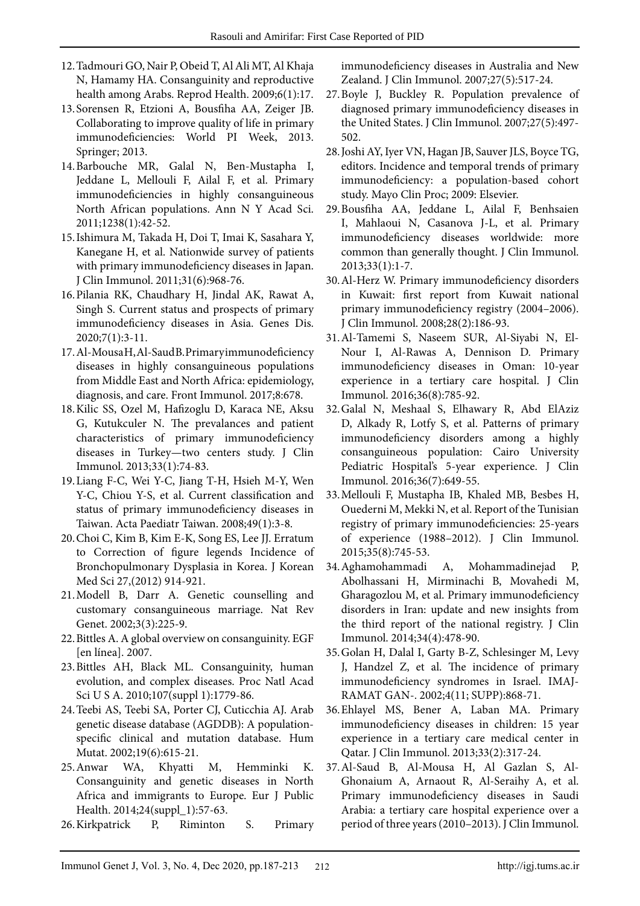12. Tadmouri GO, Nair P, Obeid T, Al Ali MT, Al Khaja N, Hamamy HA. Consanguinity and reproductive health among Arabs. Reprod Health. 2009;6(1):17.
13. Sorensen R, Etzioni A, Bousfiha AA, Zeiger JB. Collaborating to improve quality of life in primary immunodeficiencies: World PI Week, 2013. Springer; 2013.
14. Barbouche MR, Galal N, Ben-Mustapha I, Jeddane L, Mellouli F, Ailal F, et al. Primary immunodeficiencies in highly consanguineous North African populations. Ann N Y Acad Sci. 2011;1238(1):42-52.
15. Ishimura M, Takada H, Doi T, Imai K, Sasahara Y, Kanegane H, et al. Nationwide survey of patients with primary immunodeficiency diseases in Japan. J Clin Immunol. 2011;31(6):968-76.
16. Pilania RK, Chaudhary H, Jindal AK, Rawat A, Singh S. Current status and prospects of primary immunodeficiency diseases in Asia. Genes Dis. 2020;7(1):3-11.
17. Al-Mousa H, Al-Saud B. Primary immunodeficiency diseases in highly consanguineous populations from Middle East and North Africa: epidemiology, diagnosis, and care. Front Immunol. 2017;8:678.
18. Kilic SS, Ozel M, Hafizoglu D, Karaca NE, Aksu G, Kutukculer N. The prevalances and patient characteristics of primary immunodeficiency diseases in Turkey—two centers study. J Clin Immunol. 2013;33(1):74-83.
19. Liang F-C, Wei Y-C, Jiang T-H, Hsieh M-Y, Wen Y-C, Chiou Y-S, et al. Current classification and status of primary immunodeficiency diseases in Taiwan. Acta Paediatr Taiwan. 2008;49(1):3-8.
20. Choi C, Kim B, Kim E-K, Song ES, Lee JJ. Erratum to Correction of figure legends Incidence of Bronchopulmonary Dysplasia in Korea. J Korean Med Sci 27,(2012) 914-921.
21. Modell B, Darr A. Genetic counselling and customary consanguineous marriage. Nat Rev Genet. 2002;3(3):225-9.
22. Bittles A. A global overview on consanguinity. EGF [en línea]. 2007.
23. Bittles AH, Black ML. Consanguinity, human evolution, and complex diseases. Proc Natl Acad Sci U S A. 2010;107(suppl 1):1779-86.
24. Teebi AS, Teebi SA, Porter CJ, Cuticchia AJ. Arab genetic disease database (AGDDB): A population-specific clinical and mutation database. Hum Mutat. 2002;19(6):615-21.
25. Anwar WA, Khyatti M, Hemminki K. Consanguinity and genetic diseases in North Africa and immigrants to Europe. Eur J Public Health. 2014;24(suppl_1):57-63.
26. Kirkpatrick P, Riminton S. Primary immunodeficiency diseases in Australia and New Zealand. J Clin Immunol. 2007;27(5):517-24.
27. Boyle J, Buckley R. Population prevalence of diagnosed primary immunodeficiency diseases in the United States. J Clin Immunol. 2007;27(5):497-502.
28. Joshi AY, Iyer VN, Hagan JB, Sauver JLS, Boyce TG, editors. Incidence and temporal trends of primary immunodeficiency: a population-based cohort study. Mayo Clin Proc; 2009: Elsevier.
29. Bousfiha AA, Jeddane L, Ailal F, Benhsaien I, Mahlaoui N, Casanova J-L, et al. Primary immunodeficiency diseases worldwide: more common than generally thought. J Clin Immunol. 2013;33(1):1-7.
30. Al-Herz W. Primary immunodeficiency disorders in Kuwait: first report from Kuwait national primary immunodeficiency registry (2004–2006). J Clin Immunol. 2008;28(2):186-93.
31. Al-Tamemi S, Naseem SUR, Al-Siyabi N, El-Nour I, Al-Rawas A, Dennison D. Primary immunodeficiency diseases in Oman: 10-year experience in a tertiary care hospital. J Clin Immunol. 2016;36(8):785-92.
32. Galal N, Meshaal S, Elhawary R, Abd ElAziz D, Alkady R, Lotfy S, et al. Patterns of primary immunodeficiency disorders among a highly consanguineous population: Cairo University Pediatric Hospital's 5-year experience. J Clin Immunol. 2016;36(7):649-55.
33. Mellouli F, Mustapha IB, Khaled MB, Besbes H, Ouederni M, Mekki N, et al. Report of the Tunisian registry of primary immunodeficiencies: 25-years of experience (1988–2012). J Clin Immunol. 2015;35(8):745-53.
34. Aghamohammadi A, Mohammadinejad P, Abolhassani H, Mirminachi B, Movahedi M, Gharagozlou M, et al. Primary immunodeficiency disorders in Iran: update and new insights from the third report of the national registry. J Clin Immunol. 2014;34(4):478-90.
35. Golan H, Dalal I, Garty B-Z, Schlesinger M, Levy J, Handzel Z, et al. The incidence of primary immunodeficiency syndromes in Israel. IMAJ-RAMAT GAN-. 2002;4(11; SUPP):868-71.
36. Ehlayel MS, Bener A, Laban MA. Primary immunodeficiency diseases in children: 15 year experience in a tertiary care medical center in Qatar. J Clin Immunol. 2013;33(2):317-24.
37. Al-Saud B, Al-Mousa H, Al Gazlan S, Al-Ghonaium A, Arnaout R, Al-Seraihy A, et al. Primary immunodeficiency diseases in Saudi Arabia: a tertiary care hospital experience over a period of three years (2010–2013). J Clin Immunol.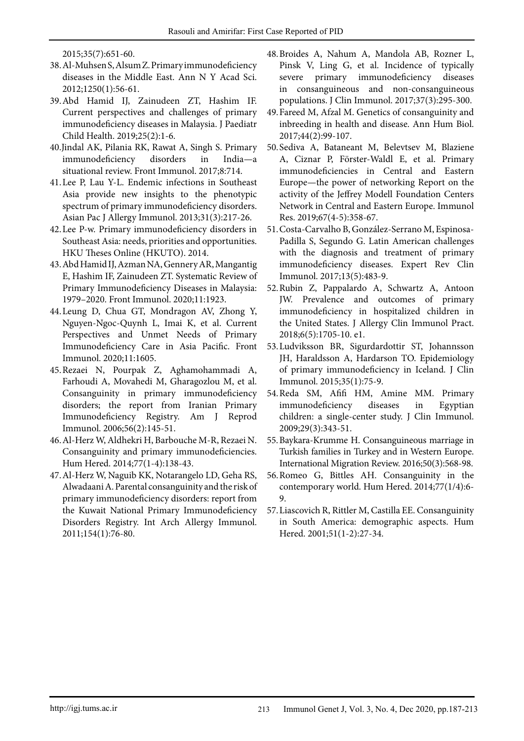2015;35(7):651-60.

38. Al-Muhsen S, Alsum Z. Primary immunodeficiency diseases in the Middle East. Ann N Y Acad Sci. 2012;1250(1):56-61.
39. Abd Hamid IJ, Zainudeen ZT, Hashim IF. Current perspectives and challenges of primary immunodeficiency diseases in Malaysia. J Paediatr Child Health. 2019;25(2):1-6.
40. Jindal AK, Pilania RK, Rawat A, Singh S. Primary immunodeficiency disorders in India—a situational review. Front Immunol. 2017;8:714.
41. Lee P, Lau Y-L. Endemic infections in Southeast Asia provide new insights to the phenotypic spectrum of primary immunodeficiency disorders. Asian Pac J Allergy Immunol. 2013;31(3):217-26.
42. Lee P-w. Primary immunodeficiency disorders in Southeast Asia: needs, priorities and opportunities. HKU Theses Online (HKUTO). 2014.
43. Abd Hamid IJ, Azman NA, Gennery AR, Mangantig E, Hashim IF, Zainudeen ZT. Systematic Review of Primary Immunodeficiency Diseases in Malaysia: 1979–2020. Front Immunol. 2020;11:1923.
44. Leung D, Chua GT, Mondragon AV, Zhong Y, Nguyen-Ngoc-Quynh L, Imai K, et al. Current Perspectives and Unmet Needs of Primary Immunodeficiency Care in Asia Pacific. Front Immunol. 2020;11:1605.
45. Rezaei N, Pourpak Z, Aghamohammadi A, Farhoudi A, Movahedi M, Gharagozlou M, et al. Consanguinity in primary immunodeficiency disorders; the report from Iranian Primary Immunodeficiency Registry. Am J Reprod Immunol. 2006;56(2):145-51.
46. Al-Herz W, Aldhekri H, Barbouche M-R, Rezaei N. Consanguinity and primary immunodeficiencies. Hum Hered. 2014;77(1-4):138-43.
47. Al-Herz W, Naguib KK, Notarangelo LD, Geha RS, Alwadaani A. Parental consanguinity and the risk of primary immunodeficiency disorders: report from the Kuwait National Primary Immunodeficiency Disorders Registry. Int Arch Allergy Immunol. 2011;154(1):76-80.
48. Broides A, Nahum A, Mandola AB, Rozner L, Pinsk V, Ling G, et al. Incidence of typically severe primary immunodeficiency diseases in consanguineous and non-consanguineous populations. J Clin Immunol. 2017;37(3):295-300.
49. Fareed M, Afzal M. Genetics of consanguinity and inbreeding in health and disease. Ann Hum Biol. 2017;44(2):99-107.
50. Sediva A, Bataneant M, Belevtsev M, Blaziene A, Ciznar P, Förster-Waldl E, et al. Primary immunodeficiencies in Central and Eastern Europe—the power of networking Report on the activity of the Jeffrey Modell Foundation Centers Network in Central and Eastern Europe. Immunol Res. 2019;67(4-5):358-67.
51. Costa-Carvalho B, González-Serrano M, Espinosa-Padilla S, Segundo G. Latin American challenges with the diagnosis and treatment of primary immunodeficiency diseases. Expert Rev Clin Immunol. 2017;13(5):483-9.
52. Rubin Z, Pappalardo A, Schwartz A, Antoon JW. Prevalence and outcomes of primary immunodeficiency in hospitalized children in the United States. J Allergy Clin Immunol Pract. 2018;6(5):1705-10. e1.
53. Ludviksson BR, Sigurdardottir ST, Johannsson JH, Haraldsson A, Hardarson TO. Epidemiology of primary immunodeficiency in Iceland. J Clin Immunol. 2015;35(1):75-9.
54. Reda SM, Afifi HM, Amine MM. Primary immunodeficiency diseases in Egyptian children: a single-center study. J Clin Immunol. 2009;29(3):343-51.
55. Baykara-Krumme H. Consanguineous marriage in Turkish families in Turkey and in Western Europe. International Migration Review. 2016;50(3):568-98.
56. Romeo G, Bittles AH. Consanguinity in the contemporary world. Hum Hered. 2014;77(1/4):6-9.
57. Liascovich R, Rittler M, Castilla EE. Consanguinity in South America: demographic aspects. Hum Hered. 2001;51(1-2):27-34.